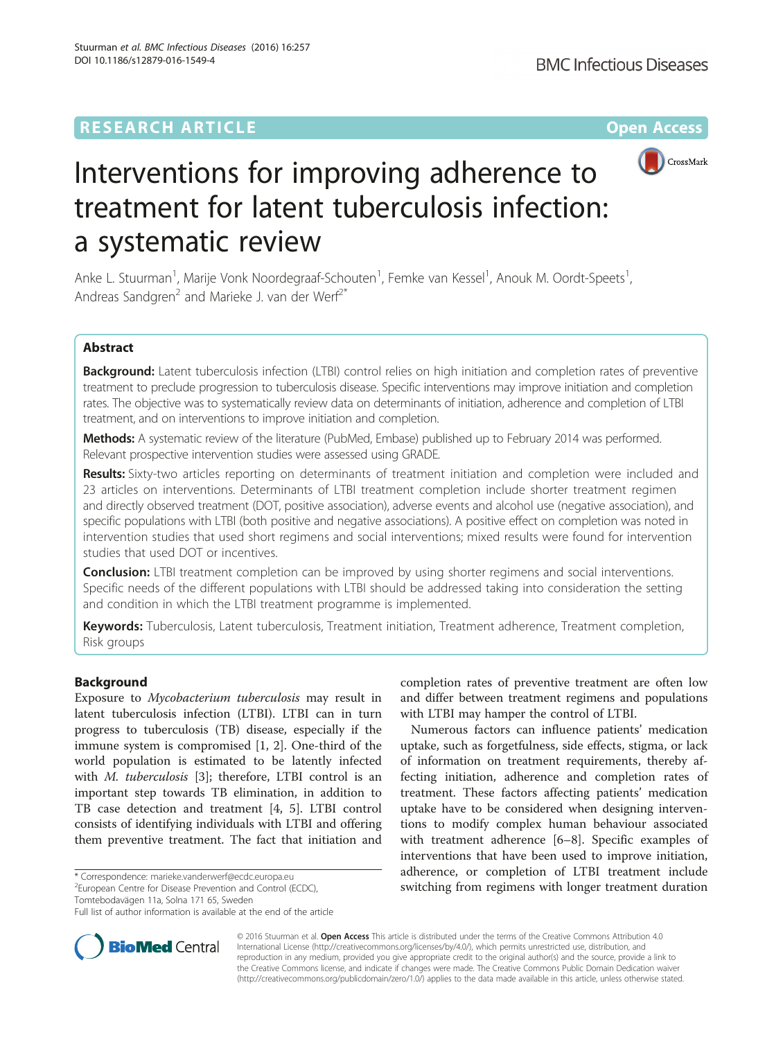RESEARCH ARTICLE

Open Access

# Interventions for improving adherence to treatment for latent tuberculosis infection: a systematic review

Anke L. Stuurman[1], Marije Vonk Noordegraaf-Schouten[1], Femke van Kessel[1], Anouk M. Oordt-Speets[1], Andreas Sandgren[2] and Marieke J. van der Werf[2*]

## Abstract

**Background:** Latent tuberculosis infection (LTBI) control relies on high initiation and completion rates of preventive treatment to preclude progression to tuberculosis disease. Specific interventions may improve initiation and completion rates. The objective was to systematically review data on determinants of initiation, adherence and completion of LTBI treatment, and on interventions to improve initiation and completion.

**Methods:** A systematic review of the literature (PubMed, Embase) published up to February 2014 was performed. Relevant prospective intervention studies were assessed using GRADE.

**Results:** Sixty-two articles reporting on determinants of treatment initiation and completion were included and 23 articles on interventions. Determinants of LTBI treatment completion include shorter treatment regimen and directly observed treatment (DOT, positive association), adverse events and alcohol use (negative association), and specific populations with LTBI (both positive and negative associations). A positive effect on completion was noted in intervention studies that used short regimens and social interventions; mixed results were found for intervention studies that used DOT or incentives.

**Conclusion:** LTBI treatment completion can be improved by using shorter regimens and social interventions. Specific needs of the different populations with LTBI should be addressed taking into consideration the setting and condition in which the LTBI treatment programme is implemented.

**Keywords:** Tuberculosis, Latent tuberculosis, Treatment initiation, Treatment adherence, Treatment completion, Risk groups

## Background

Exposure to *Mycobacterium tuberculosis* may result in latent tuberculosis infection (LTBI). LTBI can in turn progress to tuberculosis (TB) disease, especially if the immune system is compromised [1, 2]. One-third of the world population is estimated to be latently infected with *M. tuberculosis* [3]; therefore, LTBI control is an important step towards TB elimination, in addition to TB case detection and treatment [4, 5]. LTBI control consists of identifying individuals with LTBI and offering them preventive treatment. The fact that initiation and completion rates of preventive treatment are often low and differ between treatment regimens and populations with LTBI may hamper the control of LTBI.

Numerous factors can influence patients' medication uptake, such as forgetfulness, side effects, stigma, or lack of information on treatment requirements, thereby affecting initiation, adherence and completion rates of treatment. These factors affecting patients' medication uptake have to be considered when designing interventions to modify complex human behaviour associated with treatment adherence [6–8]. Specific examples of interventions that have been used to improve initiation, adherence, or completion of LTBI treatment include switching from regimens with longer treatment duration

* Correspondence: marieke.vanderwerf@ecdc.europa.eu
[2]European Centre for Disease Prevention and Control (ECDC), Tomtebodavägen 11a, Solna 171 65, Sweden
Full list of author information is available at the end of the article

© 2016 Stuurman et al. **Open Access** This article is distributed under the terms of the Creative Commons Attribution 4.0 International License (http://creativecommons.org/licenses/by/4.0/), which permits unrestricted use, distribution, and reproduction in any medium, provided you give appropriate credit to the original author(s) and the source, provide a link to the Creative Commons license, and indicate if changes were made. The Creative Commons Public Domain Dedication waiver (http://creativecommons.org/publicdomain/zero/1.0/) applies to the data made available in this article, unless otherwise stated.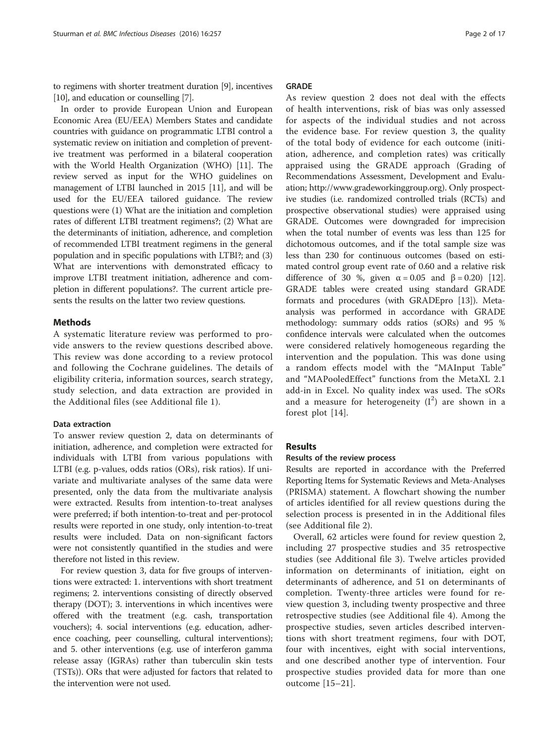to regimens with shorter treatment duration [9], incentives [10], and education or counselling [7].

In order to provide European Union and European Economic Area (EU/EEA) Members States and candidate countries with guidance on programmatic LTBI control a systematic review on initiation and completion of preventive treatment was performed in a bilateral cooperation with the World Health Organization (WHO) [11]. The review served as input for the WHO guidelines on management of LTBI launched in 2015 [11], and will be used for the EU/EEA tailored guidance. The review questions were (1) What are the initiation and completion rates of different LTBI treatment regimens?; (2) What are the determinants of initiation, adherence, and completion of recommended LTBI treatment regimens in the general population and in specific populations with LTBI?; and (3) What are interventions with demonstrated efficacy to improve LTBI treatment initiation, adherence and completion in different populations?. The current article presents the results on the latter two review questions.

## Methods

A systematic literature review was performed to provide answers to the review questions described above. This review was done according to a review protocol and following the Cochrane guidelines. The details of eligibility criteria, information sources, search strategy, study selection, and data extraction are provided in the Additional files (see Additional file 1).

### Data extraction

To answer review question 2, data on determinants of initiation, adherence, and completion were extracted for individuals with LTBI from various populations with LTBI (e.g. p-values, odds ratios (ORs), risk ratios). If univariate and multivariate analyses of the same data were presented, only the data from the multivariate analysis were extracted. Results from intention-to-treat analyses were preferred; if both intention-to-treat and per-protocol results were reported in one study, only intention-to-treat results were included. Data on non-significant factors were not consistently quantified in the studies and were therefore not listed in this review.

For review question 3, data for five groups of interventions were extracted: 1. interventions with short treatment regimens; 2. interventions consisting of directly observed therapy (DOT); 3. interventions in which incentives were offered with the treatment (e.g. cash, transportation vouchers); 4. social interventions (e.g. education, adherence coaching, peer counselling, cultural interventions); and 5. other interventions (e.g. use of interferon gamma release assay (IGRAs) rather than tuberculin skin tests (TSTs)). ORs that were adjusted for factors that related to the intervention were not used.

### GRADE

As review question 2 does not deal with the effects of health interventions, risk of bias was only assessed for aspects of the individual studies and not across the evidence base. For review question 3, the quality of the total body of evidence for each outcome (initiation, adherence, and completion rates) was critically appraised using the GRADE approach (Grading of Recommendations Assessment, Development and Evaluation; http://www.gradeworkinggroup.org). Only prospective studies (i.e. randomized controlled trials (RCTs) and prospective observational studies) were appraised using GRADE. Outcomes were downgraded for imprecision when the total number of events was less than 125 for dichotomous outcomes, and if the total sample size was less than 230 for continuous outcomes (based on estimated control group event rate of 0.60 and a relative risk difference of 30 %, given $\alpha = 0.05$ and $\beta = 0.20$) [12]. GRADE tables were created using standard GRADE formats and procedures (with GRADEpro [13]). Meta-analysis was performed in accordance with GRADE methodology: summary odds ratios (sORs) and 95 % confidence intervals were calculated when the outcomes were considered relatively homogeneous regarding the intervention and the population. This was done using a random effects model with the "MAInput Table" and "MAPooledEffect" functions from the MetaXL 2.1 add-in in Excel. No quality index was used. The sORs and a measure for heterogeneity ($I^2$) are shown in a forest plot [14].

## Results

### Results of the review process

Results are reported in accordance with the Preferred Reporting Items for Systematic Reviews and Meta-Analyses (PRISMA) statement. A flowchart showing the number of articles identified for all review questions during the selection process is presented in in the Additional files (see Additional file 2).

Overall, 62 articles were found for review question 2, including 27 prospective studies and 35 retrospective studies (see Additional file 3). Twelve articles provided information on determinants of initiation, eight on determinants of adherence, and 51 on determinants of completion. Twenty-three articles were found for review question 3, including twenty prospective and three retrospective studies (see Additional file 4). Among the prospective studies, seven articles described interventions with short treatment regimens, four with DOT, four with incentives, eight with social interventions, and one described another type of intervention. Four prospective studies provided data for more than one outcome [15–21].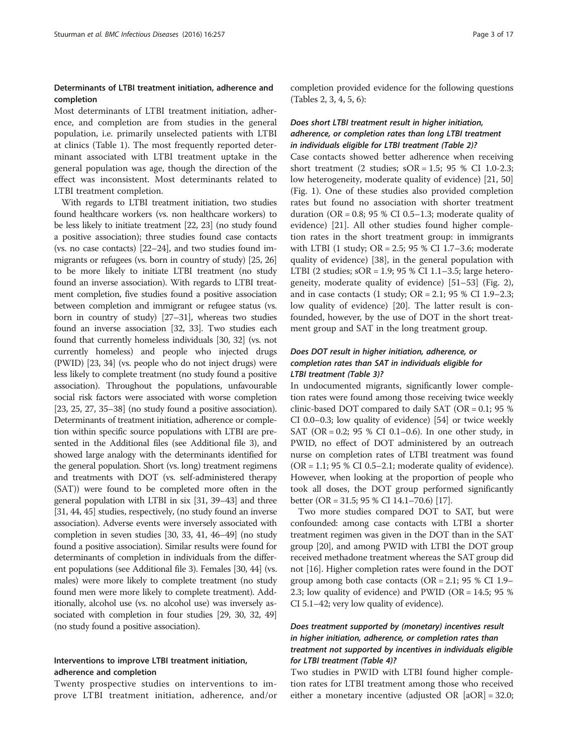### Determinants of LTBI treatment initiation, adherence and completion

Most determinants of LTBI treatment initiation, adherence, and completion are from studies in the general population, i.e. primarily unselected patients with LTBI at clinics (Table 1). The most frequently reported determinant associated with LTBI treatment uptake in the general population was age, though the direction of the effect was inconsistent. Most determinants related to LTBI treatment completion.

With regards to LTBI treatment initiation, two studies found healthcare workers (vs. non healthcare workers) to be less likely to initiate treatment [22, 23] (no study found a positive association); three studies found case contacts (vs. no case contacts) [22–24], and two studies found immigrants or refugees (vs. born in country of study) [25, 26] to be more likely to initiate LTBI treatment (no study found an inverse association). With regards to LTBI treatment completion, five studies found a positive association between completion and immigrant or refugee status (vs. born in country of study) [27–31], whereas two studies found an inverse association [32, 33]. Two studies each found that currently homeless individuals [30, 32] (vs. not currently homeless) and people who injected drugs (PWID) [23, 34] (vs. people who do not inject drugs) were less likely to complete treatment (no study found a positive association). Throughout the populations, unfavourable social risk factors were associated with worse completion [23, 25, 27, 35–38] (no study found a positive association). Determinants of treatment initiation, adherence or completion within specific source populations with LTBI are presented in the Additional files (see Additional file 3), and showed large analogy with the determinants identified for the general population. Short (vs. long) treatment regimens and treatments with DOT (vs. self-administered therapy (SAT)) were found to be completed more often in the general population with LTBI in six [31, 39–43] and three [31, 44, 45] studies, respectively, (no study found an inverse association). Adverse events were inversely associated with completion in seven studies [30, 33, 41, 46–49] (no study found a positive association). Similar results were found for determinants of completion in individuals from the different populations (see Additional file 3). Females [30, 44] (vs. males) were more likely to complete treatment (no study found men were more likely to complete treatment). Additionally, alcohol use (vs. no alcohol use) was inversely associated with completion in four studies [29, 30, 32, 49] (no study found a positive association).

### Interventions to improve LTBI treatment initiation, adherence and completion

Twenty prospective studies on interventions to improve LTBI treatment initiation, adherence, and/or completion provided evidence for the following questions (Tables 2, 3, 4, 5, 6):

#### *Does short LTBI treatment result in higher initiation, adherence, or completion rates than long LTBI treatment in individuals eligible for LTBI treatment (Table 2)?*

Case contacts showed better adherence when receiving short treatment (2 studies; sOR = 1.5; 95 % CI 1.0-2.3; low heterogeneity, moderate quality of evidence) [21, 50] (Fig. 1). One of these studies also provided completion rates but found no association with shorter treatment duration (OR = 0.8; 95 % CI 0.5–1.3; moderate quality of evidence) [21]. All other studies found higher completion rates in the short treatment group: in immigrants with LTBI (1 study; OR = 2.5; 95 % CI 1.7–3.6; moderate quality of evidence) [38], in the general population with LTBI (2 studies; sOR = 1.9; 95 % CI 1.1–3.5; large heterogeneity, moderate quality of evidence) [51–53] (Fig. 2), and in case contacts (1 study; OR = 2.1; 95 % CI 1.9–2.3; low quality of evidence) [20]. The latter result is confounded, however, by the use of DOT in the short treatment group and SAT in the long treatment group.

#### *Does DOT result in higher initiation, adherence, or completion rates than SAT in individuals eligible for LTBI treatment (Table 3)?*

In undocumented migrants, significantly lower completion rates were found among those receiving twice weekly clinic-based DOT compared to daily SAT (OR = 0.1; 95 % CI 0.0–0.3; low quality of evidence) [54] or twice weekly SAT (OR = 0.2; 95 % CI 0.1–0.6). In one other study, in PWID, no effect of DOT administered by an outreach nurse on completion rates of LTBI treatment was found (OR = 1.1; 95 % CI 0.5–2.1; moderate quality of evidence). However, when looking at the proportion of people who took all doses, the DOT group performed significantly better (OR = 31.5; 95 % CI 14.1–70.6) [17].

Two more studies compared DOT to SAT, but were confounded: among case contacts with LTBI a shorter treatment regimen was given in the DOT than in the SAT group [20], and among PWID with LTBI the DOT group received methadone treatment whereas the SAT group did not [16]. Higher completion rates were found in the DOT group among both case contacts (OR = 2.1; 95 % CI 1.9–2.3; low quality of evidence) and PWID (OR = 14.5; 95 % CI 5.1–42; very low quality of evidence).

#### *Does treatment supported by (monetary) incentives result in higher initiation, adherence, or completion rates than treatment not supported by incentives in individuals eligible for LTBI treatment (Table 4)?*

Two studies in PWID with LTBI found higher completion rates for LTBI treatment among those who received either a monetary incentive (adjusted OR [aOR] = 32.0;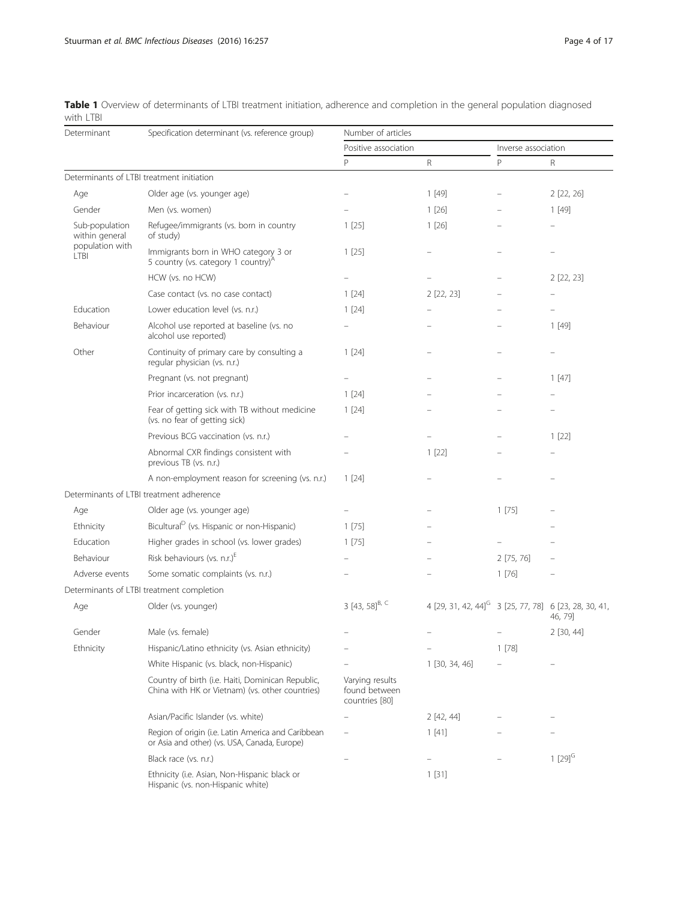**Table 1** Overview of determinants of LTBI treatment initiation, adherence and completion in the general population diagnosed with LTBI

| Determinant | Specification determinant (vs. reference group) | Number of articles | | | |
|---|---|---|---|---|---|
| | | Positive association | | Inverse association | |
| | | P | R | P | R |
| **Determinants of LTBI treatment initiation** | | | | | |
| Age | Older age (vs. younger age) | – | 1 [49] | – | 2 [22, 26] |
| Gender | Men (vs. women) | – | 1 [26] | – | 1 [49] |
| Sub-population within general population with LTBI | Refugee/immigrants (vs. born in country of study) | 1 [25] | 1 [26] | – | – |
| | Immigrants born in WHO category 3 or 5 country (vs. category 1 country)[A] | 1 [25] | – | – | – |
| | HCW (vs. no HCW) | – | – | – | 2 [22, 23] |
| | Case contact (vs. no case contact) | 1 [24] | 2 [22, 23] | – | – |
| Education | Lower education level (vs. n.r.) | 1 [24] | – | – | – |
| Behaviour | Alcohol use reported at baseline (vs. no alcohol use reported) | – | – | – | 1 [49] |
| Other | Continuity of primary care by consulting a regular physician (vs. n.r.) | 1 [24] | – | – | – |
| | Pregnant (vs. not pregnant) | – | – | – | 1 [47] |
| | Prior incarceration (vs. n.r.) | 1 [24] | – | – | – |
| | Fear of getting sick with TB without medicine (vs. no fear of getting sick) | 1 [24] | – | – | – |
| | Previous BCG vaccination (vs. n.r.) | – | – | – | 1 [22] |
| | Abnormal CXR findings consistent with previous TB (vs. n.r.) | – | 1 [22] | – | – |
| | A non-employment reason for screening (vs. n.r.) | 1 [24] | – | – | – |
| **Determinants of LTBI treatment adherence** | | | | | |
| Age | Older age (vs. younger age) | – | – | 1 [75] | – |
| Ethnicity | Bicultural[D] (vs. Hispanic or non-Hispanic) | 1 [75] | – | | – |
| Education | Higher grades in school (vs. lower grades) | 1 [75] | – | – | – |
| Behaviour | Risk behaviours (vs. n.r.)[E] | – | – | 2 [75, 76] | – |
| Adverse events | Some somatic complaints (vs. n.r.) | – | – | 1 [76] | – |
| **Determinants of LTBI treatment completion** | | | | | |
| Age | Older (vs. younger) | 3 [43, 58][B, C] | 4 [29, 31, 42, 44][G] | 3 [25, 77, 78] | 6 [23, 28, 30, 41, 46, 79] |
| Gender | Male (vs. female) | – | – | – | 2 [30, 44] |
| Ethnicity | Hispanic/Latino ethnicity (vs. Asian ethnicity) | – | – | 1 [78] | |
| | White Hispanic (vs. black, non-Hispanic) | – | 1 [30, 34, 46] | – | – |
| | Country of birth (i.e. Haiti, Dominican Republic, China with HK or Vietnam) (vs. other countries) | Varying results found between countries [80] | | | |
| | Asian/Pacific Islander (vs. white) | – | 2 [42, 44] | – | – |
| | Region of origin (i.e. Latin America and Caribbean or Asia and other) (vs. USA, Canada, Europe) | – | 1 [41] | – | – |
| | Black race (vs. n.r.) | – | – | – | 1 [29][G] |
| | Ethnicity (i.e. Asian, Non-Hispanic black or Hispanic (vs. non-Hispanic white) | | 1 [31] | | |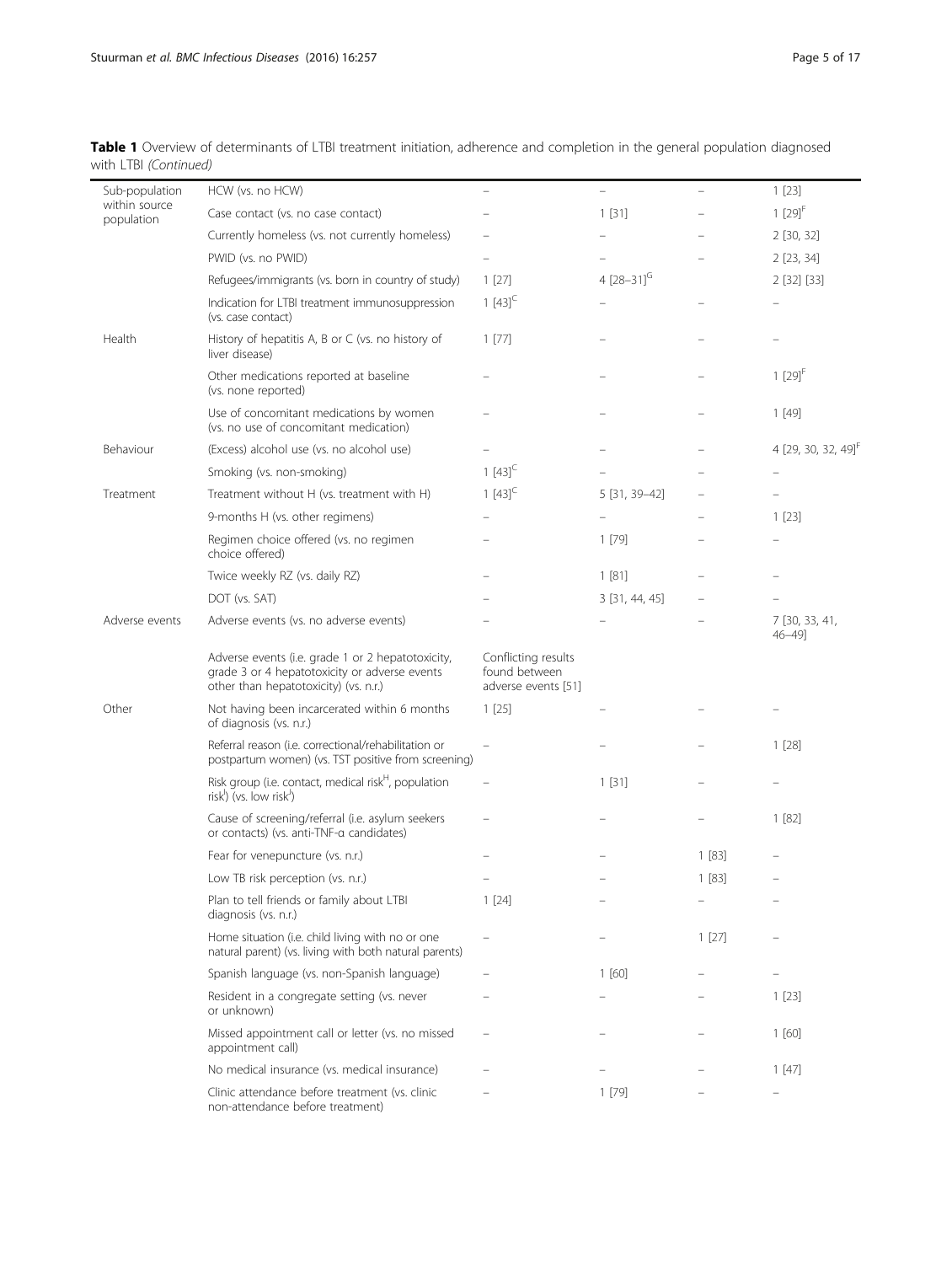**Table 1** Overview of determinants of LTBI treatment initiation, adherence and completion in the general population diagnosed with LTBI *(Continued)*

| | | | | | |
|---|---|---|---|---|---|
| Sub-population within source population | HCW (vs. no HCW) | – | – | – | 1 [23] |
| | Case contact (vs. no case contact) | – | 1 [31] | – | 1 [29][F] |
| | Currently homeless (vs. not currently homeless) | – | – | – | 2 [30, 32] |
| | PWID (vs. no PWID) | – | – | – | 2 [23, 34] |
| | Refugees/immigrants (vs. born in country of study) | 1 [27] | 4 [28–31][G] | – | 2 [32] [33] |
| | Indication for LTBI treatment immunosuppression (vs. case contact) | 1 [43][C] | – | – | – |
| Health | History of hepatitis A, B or C (vs. no history of liver disease) | 1 [77] | – | – | – |
| | Other medications reported at baseline (vs. none reported) | – | – | – | 1 [29][F] |
| | Use of concomitant medications by women (vs. no use of concomitant medication) | – | – | – | 1 [49] |
| Behaviour | (Excess) alcohol use (vs. no alcohol use) | – | – | – | 4 [29, 30, 32, 49][F] |
| | Smoking (vs. non-smoking) | 1 [43][C] | – | – | – |
| Treatment | Treatment without H (vs. treatment with H) | 1 [43][C] | 5 [31, 39–42] | – | – |
| | 9-months H (vs. other regimens) | – | – | – | 1 [23] |
| | Regimen choice offered (vs. no regimen choice offered) | – | 1 [79] | – | – |
| | Twice weekly RZ (vs. daily RZ) | – | 1 [81] | – | – |
| | DOT (vs. SAT) | – | 3 [31, 44, 45] | – | – |
| Adverse events | Adverse events (vs. no adverse events) | – | – | – | 7 [30, 33, 41, 46–49] |
| | Adverse events (i.e. grade 1 or 2 hepatotoxicity, grade 3 or 4 hepatotoxicity or adverse events other than hepatotoxicity) (vs. n.r.) | Conflicting results found between adverse events [51] | | | |
| Other | Not having been incarcerated within 6 months of diagnosis (vs. n.r.) | 1 [25] | – | – | – |
| | Referral reason (i.e. correctional/rehabilitation or postpartum women) (vs. TST positive from screening) | – | – | – | 1 [28] |
| | Risk group (i.e. contact, medical risk[H], population risk[I]) (vs. low risk[J]) | – | 1 [31] | – | – |
| | Cause of screening/referral (i.e. asylum seekers or contacts) (vs. anti-TNF-α candidates) | – | – | – | 1 [82] |
| | Fear for venepuncture (vs. n.r.) | – | – | 1 [83] | – |
| | Low TB risk perception (vs. n.r.) | – | – | 1 [83] | – |
| | Plan to tell friends or family about LTBI diagnosis (vs. n.r.) | 1 [24] | – | – | – |
| | Home situation (i.e. child living with no or one natural parent) (vs. living with both natural parents) | – | – | 1 [27] | – |
| | Spanish language (vs. non-Spanish language) | – | 1 [60] | – | – |
| | Resident in a congregate setting (vs. never or unknown) | – | – | – | 1 [23] |
| | Missed appointment call or letter (vs. no missed appointment call) | – | – | – | 1 [60] |
| | No medical insurance (vs. medical insurance) | – | – | – | 1 [47] |
| | Clinic attendance before treatment (vs. clinic non-attendance before treatment) | – | 1 [79] | – | – |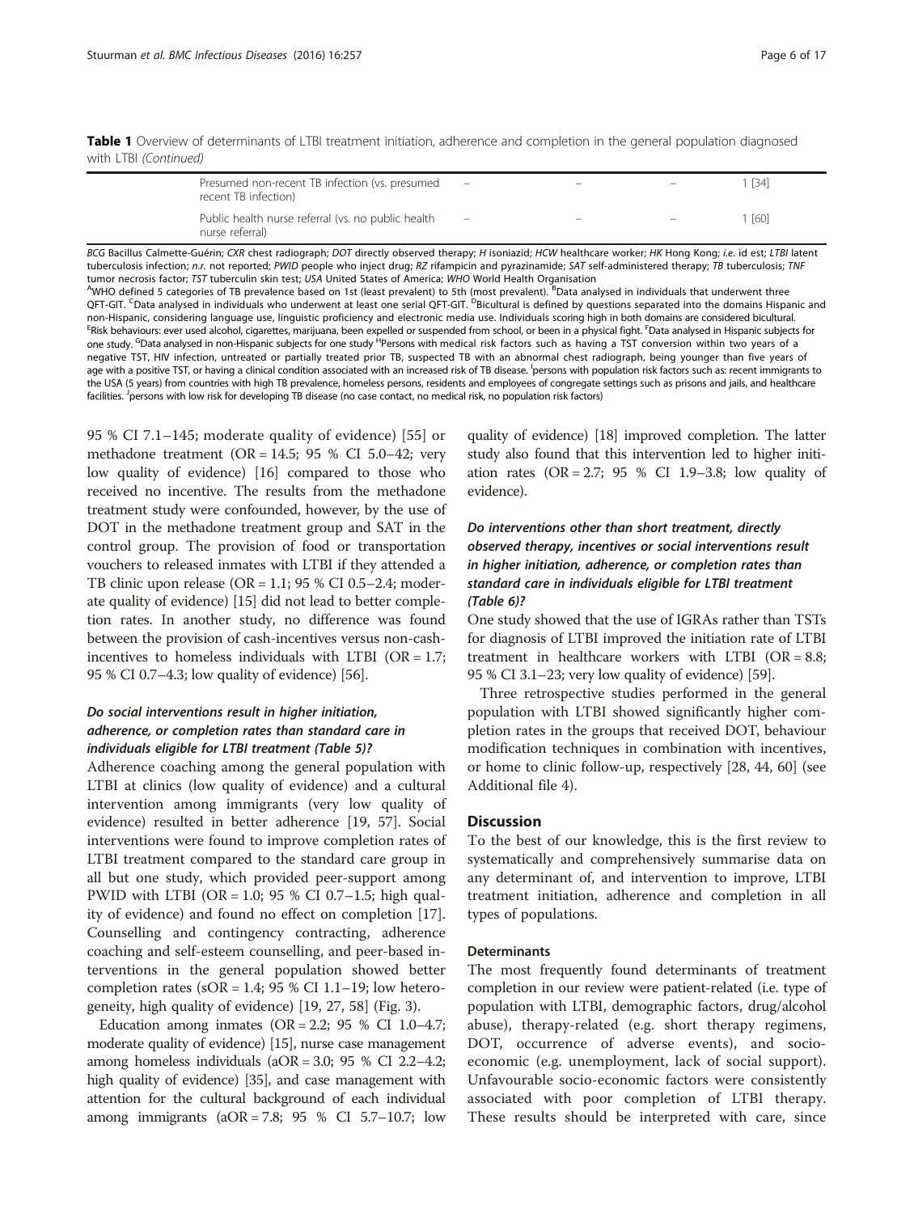**Table 1** Overview of determinants of LTBI treatment initiation, adherence and completion in the general population diagnosed with LTBI *(Continued)*

| | | | | |
|---|---|---|---|---|
| Presumed non-recent TB infection (vs. presumed recent TB infection) | – | – | – | 1 [34] |
| Public health nurse referral (vs. no public health nurse referral) | – | – | – | 1 [60] |

*BCG* Bacillus Calmette-Guérin; *CXR* chest radiograph; *DOT* directly observed therapy; *H* isoniazid; *HCW* healthcare worker; *HK* Hong Kong; *i.e.* id est; *LTBI* latent tuberculosis infection; *n.r.* not reported; *PWID* people who inject drug; *RZ* rifampicin and pyrazinamide; *SAT* self-administered therapy; *TB* tuberculosis; *TNF* tumor necrosis factor; *TST* tuberculin skin test; *USA* United States of America; *WHO* World Health Organisation

[A]WHO defined 5 categories of TB prevalence based on 1st (least prevalent) to 5th (most prevalent). [B]Data analysed in individuals that underwent three QFT-GIT. [C]Data analysed in individuals who underwent at least one serial QFT-GIT. [D]Bicultural is defined by questions separated into the domains Hispanic and non-Hispanic, considering language use, linguistic proficiency and electronic media use. Individuals scoring high in both domains are considered bicultural. [E]Risk behaviours: ever used alcohol, cigarettes, marijuana, been expelled or suspended from school, or been in a physical fight. [F]Data analysed in Hispanic subjects for one study. [G]Data analysed in non-Hispanic subjects for one study [H]Persons with medical risk factors such as having a TST conversion within two years of a negative TST, HIV infection, untreated or partially treated prior TB, suspected TB with an abnormal chest radiograph, being younger than five years of age with a positive TST, or having a clinical condition associated with an increased risk of TB disease. [I]persons with population risk factors such as: recent immigrants to the USA (5 years) from countries with high TB prevalence, homeless persons, residents and employees of congregate settings such as prisons and jails, and healthcare facilities. [J]persons with low risk for developing TB disease (no case contact, no medical risk, no population risk factors)

95 % CI 7.1–145; moderate quality of evidence) [55] or methadone treatment (OR = 14.5; 95 % CI 5.0–42; very low quality of evidence) [16] compared to those who received no incentive. The results from the methadone treatment study were confounded, however, by the use of DOT in the methadone treatment group and SAT in the control group. The provision of food or transportation vouchers to released inmates with LTBI if they attended a TB clinic upon release (OR = 1.1; 95 % CI 0.5–2.4; moderate quality of evidence) [15] did not lead to better completion rates. In another study, no difference was found between the provision of cash-incentives versus non-cash-incentives to homeless individuals with LTBI (OR = 1.7; 95 % CI 0.7–4.3; low quality of evidence) [56].

### *Do social interventions result in higher initiation, adherence, or completion rates than standard care in individuals eligible for LTBI treatment (Table 5)?*

Adherence coaching among the general population with LTBI at clinics (low quality of evidence) and a cultural intervention among immigrants (very low quality of evidence) resulted in better adherence [19, 57]. Social interventions were found to improve completion rates of LTBI treatment compared to the standard care group in all but one study, which provided peer-support among PWID with LTBI (OR = 1.0; 95 % CI 0.7–1.5; high quality of evidence) and found no effect on completion [17]. Counselling and contingency contracting, adherence coaching and self-esteem counselling, and peer-based interventions in the general population showed better completion rates (sOR = 1.4; 95 % CI 1.1–19; low heterogeneity, high quality of evidence) [19, 27, 58] (Fig. 3).

Education among inmates (OR = 2.2; 95 % CI 1.0–4.7; moderate quality of evidence) [15], nurse case management among homeless individuals (aOR = 3.0; 95 % CI 2.2–4.2; high quality of evidence) [35], and case management with attention for the cultural background of each individual among immigrants (aOR = 7.8; 95 % CI 5.7–10.7; low quality of evidence) [18] improved completion. The latter study also found that this intervention led to higher initiation rates (OR = 2.7; 95 % CI 1.9–3.8; low quality of evidence).

### *Do interventions other than short treatment, directly observed therapy, incentives or social interventions result in higher initiation, adherence, or completion rates than standard care in individuals eligible for LTBI treatment (Table 6)?*

One study showed that the use of IGRAs rather than TSTs for diagnosis of LTBI improved the initiation rate of LTBI treatment in healthcare workers with LTBI (OR = 8.8; 95 % CI 3.1–23; very low quality of evidence) [59].

Three retrospective studies performed in the general population with LTBI showed significantly higher completion rates in the groups that received DOT, behaviour modification techniques in combination with incentives, or home to clinic follow-up, respectively [28, 44, 60] (see Additional file 4).

## Discussion

To the best of our knowledge, this is the first review to systematically and comprehensively summarise data on any determinant of, and intervention to improve, LTBI treatment initiation, adherence and completion in all types of populations.

### Determinants

The most frequently found determinants of treatment completion in our review were patient-related (i.e. type of population with LTBI, demographic factors, drug/alcohol abuse), therapy-related (e.g. short therapy regimens, DOT, occurrence of adverse events), and socio-economic (e.g. unemployment, lack of social support). Unfavourable socio-economic factors were consistently associated with poor completion of LTBI therapy. These results should be interpreted with care, since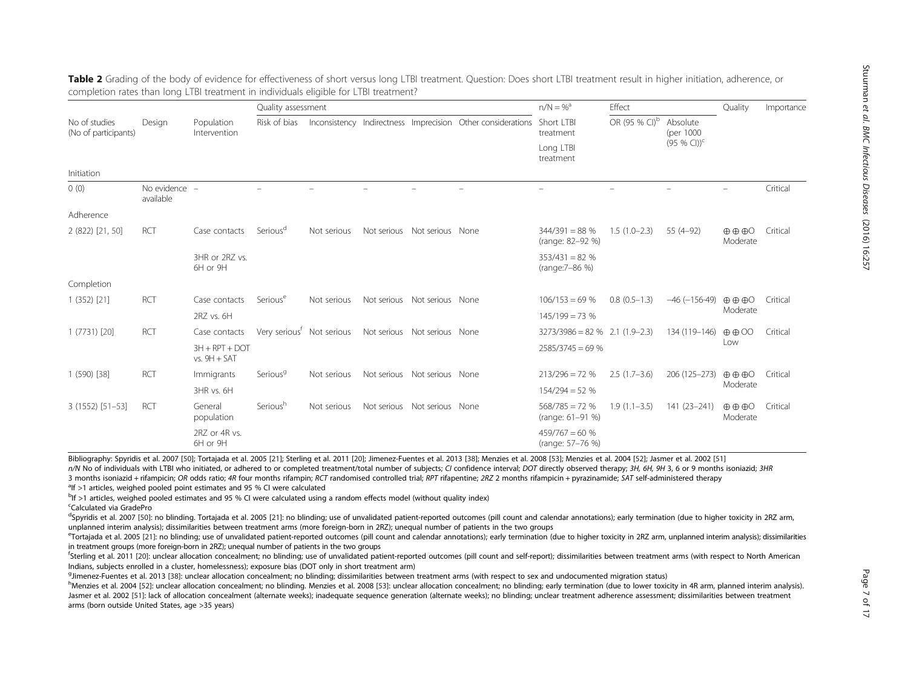**Table 2** Grading of the body of evidence for effectiveness of short versus long LTBI treatment. Question: Does short LTBI treatment result in higher initiation, adherence, or completion rates than long LTBI treatment in individuals eligible for LTBI treatment?

| No of studies (No of participants) | Design | Population Intervention | Quality assessment | | | | | n/N = %[a] | Effect | | Quality | Importance |
|---|---|---|---|---|---|---|---|---|---|---|---|---|
| | | | Risk of bias | Inconsistency | Indirectness | Imprecision | Other considerations | Short LTBI treatment / Long LTBI treatment | OR (95 % CI)[b] | Absolute (per 1000 (95 % CI))[c] | | |
| **Initiation** | | | | | | | | | | | | |
| 0 (0) | No evidence available | – | – | – | – | – | – | – | – | – | – | Critical |
| **Adherence** | | | | | | | | | | | | |
| 2 (822) [21, 50] | RCT | Case contacts | Serious[d] | Not serious | Not serious | Not serious | None | 344/391 = 88 % (range: 82–92 %) | 1.5 (1.0–2.3) | 55 (4–92) | ⊕⊕⊕O Moderate | Critical |
| | | 3HR or 2RZ vs. 6H or 9H | | | | | | 353/431 = 82 % (range:7–86 %) | | | | |
| **Completion** | | | | | | | | | | | | |
| 1 (352) [21] | RCT | Case contacts | Serious[e] | Not serious | Not serious | Not serious | None | 106/153 = 69 % | 0.8 (0.5–1.3) | −46 (−156-49) | ⊕⊕⊕O Moderate | Critical |
| | | 2RZ vs. 6H | | | | | | 145/199 = 73 % | | | | |
| 1 (7731) [20] | RCT | Case contacts | Very serious[f] | Not serious | Not serious | Not serious | None | 3273/3986 = 82 % | 2.1 (1.9–2.3) | 134 (119–146) | ⊕⊕OO Low | Critical |
| | | 3H + RPT + DOT vs. 9H + SAT | | | | | | 2585/3745 = 69 % | | | | |
| 1 (590) [38] | RCT | Immigrants | Serious[g] | Not serious | Not serious | Not serious | None | 213/296 = 72 % | 2.5 (1.7–3.6) | 206 (125–273) | ⊕⊕⊕O Moderate | Critical |
| | | 3HR vs. 6H | | | | | | 154/294 = 52 % | | | | |
| 3 (1552) [51–53] | RCT | General population | Serious[h] | Not serious | Not serious | Not serious | None | 568/785 = 72 % (range: 61–91 %) | 1.9 (1.1–3.5) | 141 (23–241) | ⊕⊕⊕O Moderate | Critical |
| | | 2RZ or 4R vs. 6H or 9H | | | | | | 459/767 = 60 % (range: 57–76 %) | | | | |

Bibliography: Spyridis et al. 2007 [50]; Tortajada et al. 2005 [21]; Sterling et al. 2011 [20]; Jimenez-Fuentes et al. 2013 [38]; Menzies et al. 2008 [53]; Menzies et al. 2004 [52]; Jasmer et al. 2002 [51]

*n/N* No of individuals with LTBI who initiated, or adhered to or completed treatment/total number of subjects; *CI* confidence interval; *DOT* directly observed therapy; *3H, 6H, 9H* 3, 6 or 9 months isoniazid; *3HR* 3 months isoniazid + rifampicin; *OR* odds ratio; *4R* four months rifampin; *RCT* randomised controlled trial; *RPT* rifapentine; *2RZ* 2 months rifampicin + pyrazinamide; *SAT* self-administered therapy

[a]If >1 articles, weighed pooled point estimates and 95 % CI were calculated

[b]If >1 articles, weighed pooled estimates and 95 % CI were calculated using a random effects model (without quality index)

[c]Calculated via GradePro

[d]Spyridis et al. 2007 [50]: no blinding. Tortajada et al. 2005 [21]: no blinding; use of unvalidated patient-reported outcomes (pill count and calendar annotations); early termination (due to higher toxicity in 2RZ arm, unplanned interim analysis); dissimilarities between treatment arms (more foreign-born in 2RZ); unequal number of patients in the two groups

[e]Tortajada et al. 2005 [21]: no blinding; use of unvalidated patient-reported outcomes (pill count and calendar annotations); early termination (due to higher toxicity in 2RZ arm, unplanned interim analysis); dissimilarities in treatment groups (more foreign-born in 2RZ); unequal number of patients in the two groups

[f]Sterling et al. 2011 [20]: unclear allocation concealment; no blinding; use of unvalidated patient-reported outcomes (pill count and self-report); dissimilarities between treatment arms (with respect to North American Indians, subjects enrolled in a cluster, homelessness); exposure bias (DOT only in short treatment arm)

[g]Jimenez-Fuentes et al. 2013 [38]: unclear allocation concealment; no blinding; dissimilarities between treatment arms (with respect to sex and undocumented migration status)

[h]Menzies et al. 2004 [52]: unclear allocation concealment; no blinding. Menzies et al. 2008 [53]: unclear allocation concealment; no blinding; early termination (due to lower toxicity in 4R arm, planned interim analysis). Jasmer et al. 2002 [51]: lack of allocation concealment (alternate weeks); inadequate sequence generation (alternate weeks); no blinding; unclear treatment adherence assessment; dissimilarities between treatment arms (born outside United States, age >35 years)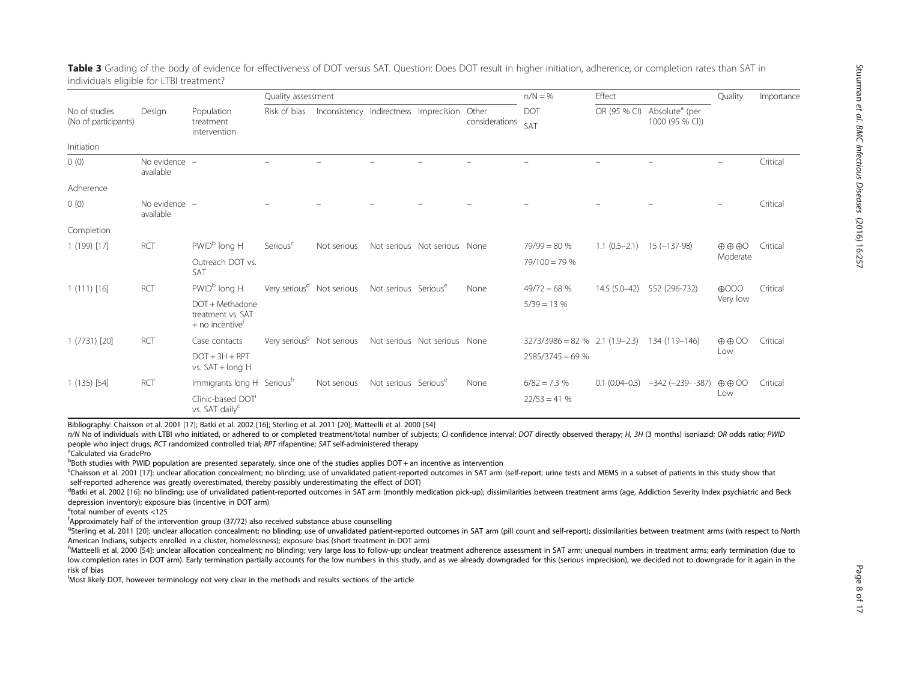**Table 3** Grading of the body of evidence for effectiveness of DOT versus SAT. Question: Does DOT result in higher initiation, adherence, or completion rates than SAT in individuals eligible for LTBI treatment?

| | | | Quality assessment | | | | | n/N = % | Effect | | Quality | Importance |
|---|---|---|---|---|---|---|---|---|---|---|---|---|
| No of studies (No of participants) | Design | Population treatment intervention | Risk of bias | Inconsistency | Indirectness | Imprecision | Other considerations | DOT SAT | OR (95 % CI) | Absolute[a] (per 1000 (95 % CI)) | | |
| Initiation | | | | | | | | | | | | |
| 0 (0) | No evidence available | – | – | – | – | – | – | – | – | – | – | Critical |
| Adherence | | | | | | | | | | | | |
| 0 (0) | No evidence available | – | – | – | – | – | – | – | – | – | – | Critical |
| Completion | | | | | | | | | | | | |
| 1 (199) [17] | RCT | PWID[b] long H<br>Outreach DOT vs. SAT | Serious[c] | Not serious | Not serious | Not serious | None | 79/99 = 80 %<br>79/100 = 79 % | 1.1 (0.5–2.1) | 15 (−137-98) | ⊕⊕⊕O Moderate | Critical |
| 1 (111) [16] | RCT | PWID[b] long H<br>DOT + Methadone treatment vs. SAT + no incentive[f] | Very serious[d] | Not serious | Not serious | Serious[e] | None | 49/72 = 68 %<br>5/39 = 13 % | 14.5 (5.0–42) | 552 (296-732) | ⊕OOO Very low | Critical |
| 1 (7731) [20] | RCT | Case contacts<br>DOT + 3H + RPT vs. SAT + long H | Very serious[g] | Not serious | Not serious | Not serious | None | 3273/3986 = 82 %<br>2585/3745 = 69 % | 2.1 (1.9–2.3) | 134 (119–146) | ⊕⊕OO Low | Critical |
| 1 (135) [54] | RCT | Immigrants long H<br>Clinic-based DOT[i] vs. SAT daily[c] | Serious[h] | Not serious | Not serious | Serious[e] | None | 6/82 = 7.3 %<br>22/53 = 41 % | 0.1 (0.04–0.3) | −342 (−239- -387) | ⊕⊕OO Low | Critical |

Bibliography: Chaisson et al. 2001 [17]; Batki et al. 2002 [16]; Sterling et al. 2011 [20]; Matteelli et al. 2000 [54]

*n/N* No of individuals with LTBI who initiated, or adhered to or completed treatment/total number of subjects; *CI* confidence interval; *DOT* directly observed therapy; *H, 3H* (3 months) isoniazid; *OR* odds ratio; *PWID* people who inject drugs; *RCT* randomized controlled trial; *RPT* rifapentine; *SAT* self-administered therapy

[a]Calculated via GradePro

[b]Both studies with PWID population are presented separately, since one of the studies applies DOT + an incentive as intervention

[c]Chaisson et al. 2001 [17]: unclear allocation concealment; no blinding; use of unvalidated patient-reported outcomes in SAT arm (self-report; urine tests and MEMS in a subset of patients in this study show that self-reported adherence was greatly overestimated, thereby possibly underestimating the effect of DOT)

[d]Batki et al. 2002 [16]: no blinding; use of unvalidated patient-reported outcomes in SAT arm (monthly medication pick-up); dissimilarities between treatment arms (age, Addiction Severity Index psychiatric and Beck depression inventory); exposure bias (incentive in DOT arm)

[e]total number of events <125

[f]Approximately half of the intervention group (37/72) also received substance abuse counselling

[g]Sterling et al. 2011 [20]: unclear allocation concealment; no blinding; use of unvalidated patient-reported outcomes in SAT arm (pill count and self-report); dissimilarities between treatment arms (with respect to North American Indians, subjects enrolled in a cluster, homelessness); exposure bias (short treatment in DOT arm)

[h]Matteelli et al. 2000 [54]: unclear allocation concealment; no blinding; very large loss to follow-up; unclear treatment adherence assessment in SAT arm; unequal numbers in treatment arms; early termination (due to low completion rates in DOT arm). Early termination partially accounts for the low numbers in this study, and as we already downgraded for this (serious imprecision), we decided not to downgrade for it again in the risk of bias

[i]Most likely DOT, however terminology not very clear in the methods and results sections of the article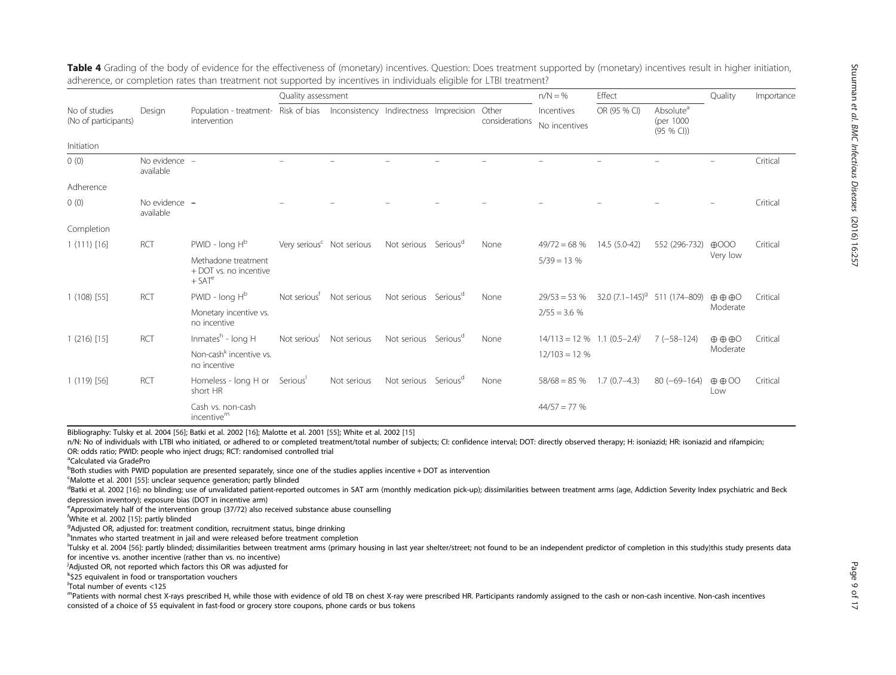**Table 4** Grading of the body of evidence for the effectiveness of (monetary) incentives. Question: Does treatment supported by (monetary) incentives result in higher initiation, adherence, or completion rates than treatment not supported by incentives in individuals eligible for LTBI treatment?

| | | | Quality assessment | | | | | n/N = % | Effect | | Quality | Importance |
|---|---|---|---|---|---|---|---|---|---|---|---|---|
| No of studies (No of participants) | Design | Population - treatment-intervention | Risk of bias | Inconsistency | Indirectness | Imprecision | Other considerations | Incentives / No incentives | OR (95 % CI) | Absolute[a] (per 1000 (95 % CI)) | | |
| Initiation | | | | | | | | | | | | |
| 0 (0) | No evidence available | – | – | – | – | – | – | – | – | – | – | Critical |
| Adherence | | | | | | | | | | | | |
| 0 (0) | No evidence available | – | – | – | – | – | – | – | – | – | – | Critical |
| Completion | | | | | | | | | | | | |
| 1 (111) [16] | RCT | PWID - long H[b]<br>Methadone treatment + DOT vs. no incentive + SAT[e] | Very serious[c] | Not serious | Not serious | Serious[d] | None | 49/72 = 68 %<br>5/39 = 13 % | 14.5 (5.0-42) | 552 (296-732) | ⊕OOO Very low | Critical |
| 1 (108) [55] | RCT | PWID - long H[b]<br>Monetary incentive vs. no incentive | Not serious[f] | Not serious | Not serious | Serious[d] | None | 29/53 = 53 %<br>2/55 = 3.6 % | 32.0 (7.1–145)[g] | 511 (174–809) | ⊕⊕⊕O Moderate | Critical |
| 1 (216) [15] | RCT | Inmates[h] - long H<br>Non-cash[k] incentive vs. no incentive | Not serious[i] | Not serious | Not serious | Serious[d] | None | 14/113 = 12 %<br>12/103 = 12 % | 1.1 (0.5–2.4)[j] | 7 (−58–124) | ⊕⊕⊕O Moderate | Critical |
| 1 (119) [56] | RCT | Homeless - long H or short HR<br>Cash vs. non-cash incentive[m] | Serious[l] | Not serious | Not serious | Serious[d] | None | 58/68 = 85 %<br>44/57 = 77 % | 1.7 (0.7–4.3) | 80 (−69–164) | ⊕⊕OO Low | Critical |

Bibliography: Tulsky et al. 2004 [56]; Batki et al. 2002 [16]; Malotte et al. 2001 [55]; White et al. 2002 [15]

n/N: No of individuals with LTBI who initiated, or adhered to or completed treatment/total number of subjects; CI: confidence interval; DOT: directly observed therapy; H: isoniazid; HR: isoniazid and rifampicin; OR: odds ratio; PWID: people who inject drugs; RCT: randomised controlled trial

[a]Calculated via GradePro

[b]Both studies with PWID population are presented separately, since one of the studies applies incentive + DOT as intervention

[c]Malotte et al. 2001 [55]: unclear sequence generation; partly blinded

[d]Batki et al. 2002 [16]: no blinding; use of unvalidated patient-reported outcomes in SAT arm (monthly medication pick-up); dissimilarities between treatment arms (age, Addiction Severity Index psychiatric and Beck depression inventory); exposure bias (DOT in incentive arm)

[e]Approximately half of the intervention group (37/72) also received substance abuse counselling

[f]White et al. 2002 [15]: partly blinded

[g]Adjusted OR, adjusted for: treatment condition, recruitment status, binge drinking

[h]Inmates who started treatment in jail and were released before treatment completion

[i]Tulsky et al. 2004 [56]: partly blinded; dissimilarities between treatment arms (primary housing in last year shelter/street; not found to be an independent predictor of completion in this study)this study presents data for incentive vs. another incentive (rather than vs. no incentive)

[j]Adjusted OR, not reported which factors this OR was adjusted for

[k]$25 equivalent in food or transportation vouchers

[l]Total number of events <125

[m]Patients with normal chest X-rays prescribed H, while those with evidence of old TB on chest X-ray were prescribed HR. Participants randomly assigned to the cash or non-cash incentive. Non-cash incentives consisted of a choice of $5 equivalent in fast-food or grocery store coupons, phone cards or bus tokens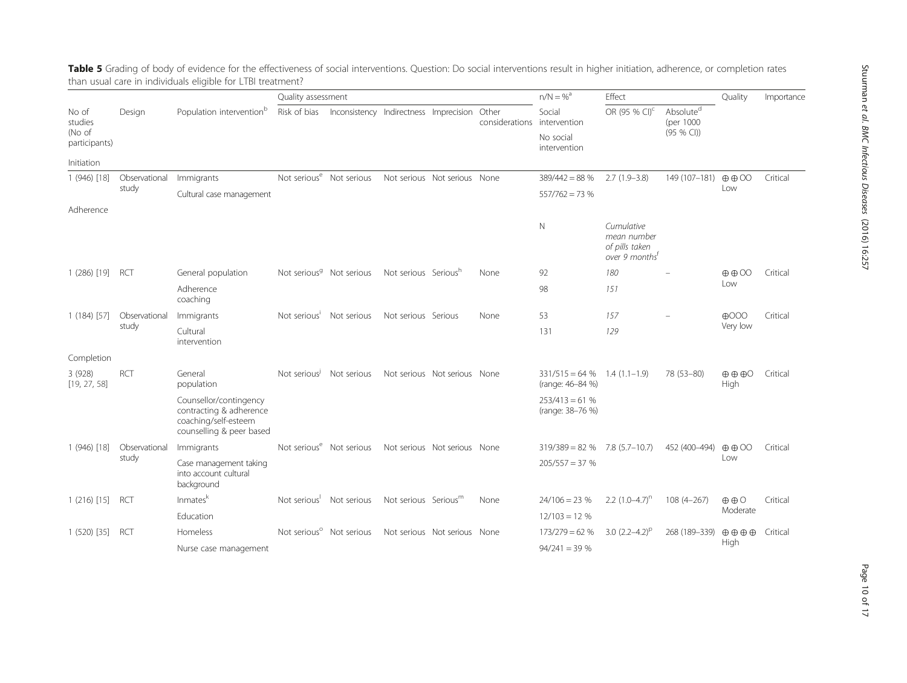**Table 5** Grading of body of evidence for the effectiveness of social interventions. Question: Do social interventions result in higher initiation, adherence, or completion rates than usual care in individuals eligible for LTBI treatment?

| No of studies (No of participants) | Design | Population intervention[b] | Quality assessment | | | | | n/N = %[a] | Effect | | Quality | Importance |
|---|---|---|---|---|---|---|---|---|---|---|---|---|
| | | | Risk of bias | Inconsistency | Indirectness | Imprecision | Other considerations | Social intervention / No social intervention | OR (95 % CI)[c] | Absolute[d] (per 1000 (95 % CI)) | | |
| Initiation | | | | | | | | | | | | |
| 1 (946) [18] | Observational study | Immigrants / Cultural case management | Not serious[e] | Not serious | Not serious | Not serious | None | 389/442 = 88 % / 557/762 = 73 % | 2.7 (1.9–3.8) | 149 (107–181) | ⊕⊕OO Low | Critical |
| Adherence | | | | | | | | N | *Cumulative mean number of pills taken over 9 months*[f] | | | |
| 1 (286) [19] | RCT | General population / Adherence coaching | Not serious[g] | Not serious | Not serious | Serious[h] | None | 92 / 98 | *180* / *151* | – | ⊕⊕OO Low | Critical |
| 1 (184) [57] | Observational study | Immigrants / Cultural intervention | Not serious[i] | Not serious | Not serious | Serious | None | 53 / 131 | *157* / *129* | – | ⊕OOO Very low | Critical |
| Completion | | | | | | | | | | | | |
| 3 (928) [19, 27, 58] | RCT | General population / Counsellor/contingency contracting & adherence coaching/self-esteem counselling & peer based | Not serious[j] | Not serious | Not serious | Not serious | None | 331/515 = 64 % (range: 46–84 %) / 253/413 = 61 % (range: 38–76 %) | 1.4 (1.1–1.9) | 78 (53–80) | ⊕⊕⊕O High | Critical |
| 1 (946) [18] | Observational study | Immigrants / Case management taking into account cultural background | Not serious[e] | Not serious | Not serious | Not serious | None | 319/389 = 82 % / 205/557 = 37 % | 7.8 (5.7–10.7) | 452 (400–494) | ⊕⊕OO Low | Critical |
| 1 (216) [15] | RCT | Inmates[k] / Education | Not serious[l] | Not serious | Not serious | Serious[m] | None | 24/106 = 23 % / 12/103 = 12 % | 2.2 (1.0–4.7)[n] | 108 (4–267) | ⊕⊕O Moderate | Critical |
| 1 (520) [35] | RCT | Homeless / Nurse case management | Not serious[o] | Not serious | Not serious | Not serious | None | 173/279 = 62 % / 94/241 = 39 % | 3.0 (2.2–4.2)[p] | 268 (189–339) | ⊕⊕⊕⊕ High | Critical |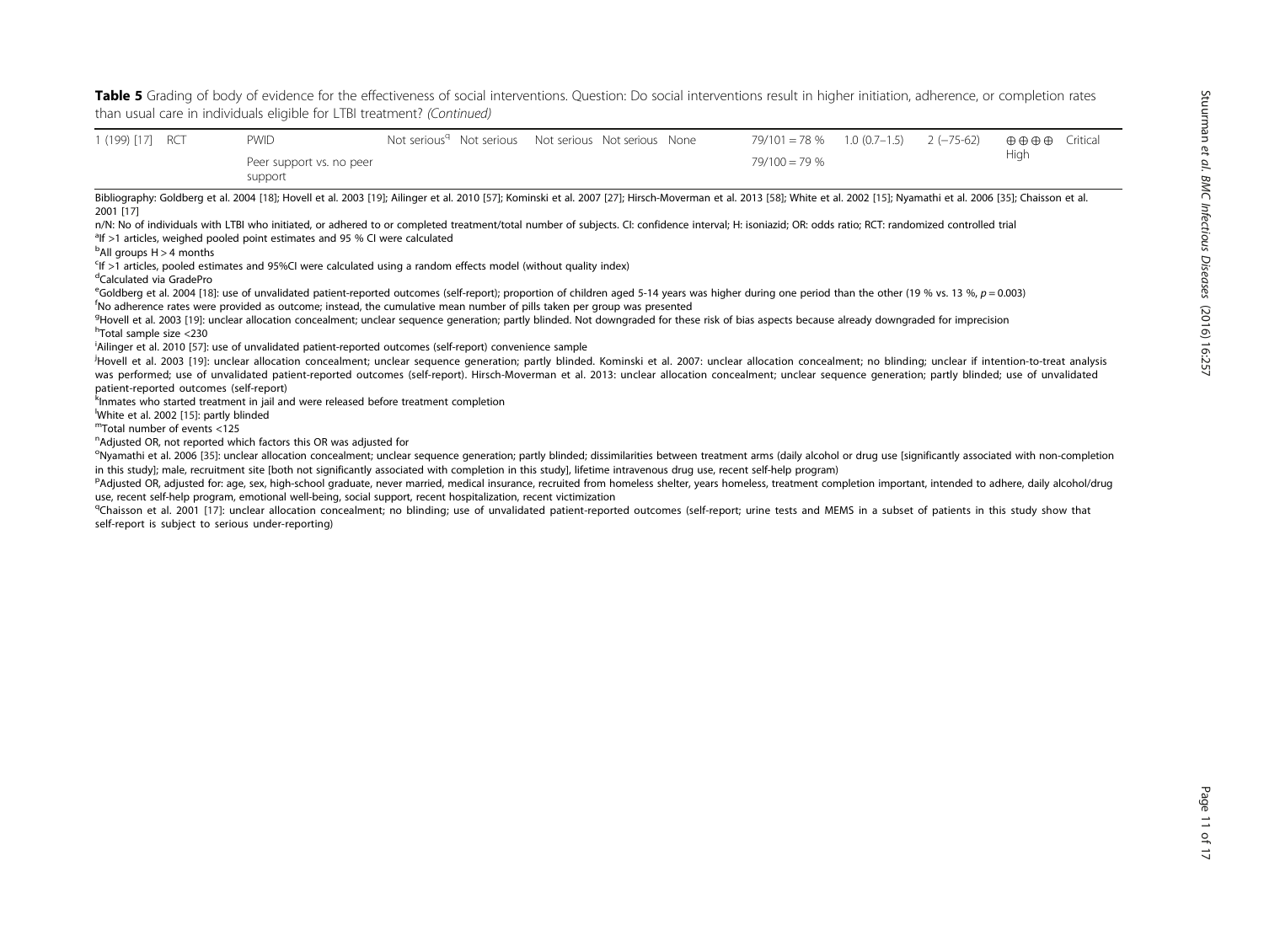**Table 5** Grading of body of evidence for the effectiveness of social interventions. Question: Do social interventions result in higher initiation, adherence, or completion rates than usual care in individuals eligible for LTBI treatment? *(Continued)*

| | | | | | | | | | | | | |
|---|---|---|---|---|---|---|---|---|---|---|---|---|
| 1 (199) [17] | RCT | PWID<br>Peer support vs. no peer support | Not serious[q] | Not serious | Not serious | Not serious | None | 79/101 = 78 %<br>79/100 = 79 % | 1.0 (0.7–1.5) | 2 (−75-62) | ⊕⊕⊕⊕ High | Critical |

Bibliography: Goldberg et al. 2004 [18]; Hovell et al. 2003 [19]; Ailinger et al. 2010 [57]; Kominski et al. 2007 [27]; Hirsch-Moverman et al. 2013 [58]; White et al. 2002 [15]; Nyamathi et al. 2006 [35]; Chaisson et al. 2001 [17]

n/N: No of individuals with LTBI who initiated, or adhered to or completed treatment/total number of subjects. CI: confidence interval; H: isoniazid; OR: odds ratio; RCT: randomized controlled trial

[a]If >1 articles, weighed pooled point estimates and 95 % CI were calculated

[b]All groups H > 4 months

[c]If >1 articles, pooled estimates and 95%CI were calculated using a random effects model (without quality index)

[d]Calculated via GradePro

[e]Goldberg et al. 2004 [18]: use of unvalidated patient-reported outcomes (self-report); proportion of children aged 5-14 years was higher during one period than the other (19 % vs. 13 %, $p = 0.003$)

[f]No adherence rates were provided as outcome; instead, the cumulative mean number of pills taken per group was presented

[g]Hovell et al. 2003 [19]: unclear allocation concealment; unclear sequence generation; partly blinded. Not downgraded for these risk of bias aspects because already downgraded for imprecision

[h]Total sample size <230

[i]Ailinger et al. 2010 [57]: use of unvalidated patient-reported outcomes (self-report) convenience sample

[j]Hovell et al. 2003 [19]: unclear allocation concealment; unclear sequence generation; partly blinded. Kominski et al. 2007: unclear allocation concealment; no blinding; unclear if intention-to-treat analysis was performed; use of unvalidated patient-reported outcomes (self-report). Hirsch-Moverman et al. 2013: unclear allocation concealment; unclear sequence generation; partly blinded; use of unvalidated patient-reported outcomes (self-report)

[k]Inmates who started treatment in jail and were released before treatment completion

[l]White et al. 2002 [15]: partly blinded

[m]Total number of events <125

[n]Adjusted OR, not reported which factors this OR was adjusted for

[o]Nyamathi et al. 2006 [35]: unclear allocation concealment; unclear sequence generation; partly blinded; dissimilarities between treatment arms (daily alcohol or drug use [significantly associated with non-completion in this study]; male, recruitment site [both not significantly associated with completion in this study], lifetime intravenous drug use, recent self-help program)

[p]Adjusted OR, adjusted for: age, sex, high-school graduate, never married, medical insurance, recruited from homeless shelter, years homeless, treatment completion important, intended to adhere, daily alcohol/drug use, recent self-help program, emotional well-being, social support, recent hospitalization, recent victimization

[q]Chaisson et al. 2001 [17]: unclear allocation concealment; no blinding; use of unvalidated patient-reported outcomes (self-report; urine tests and MEMS in a subset of patients in this study show that self-report is subject to serious under-reporting)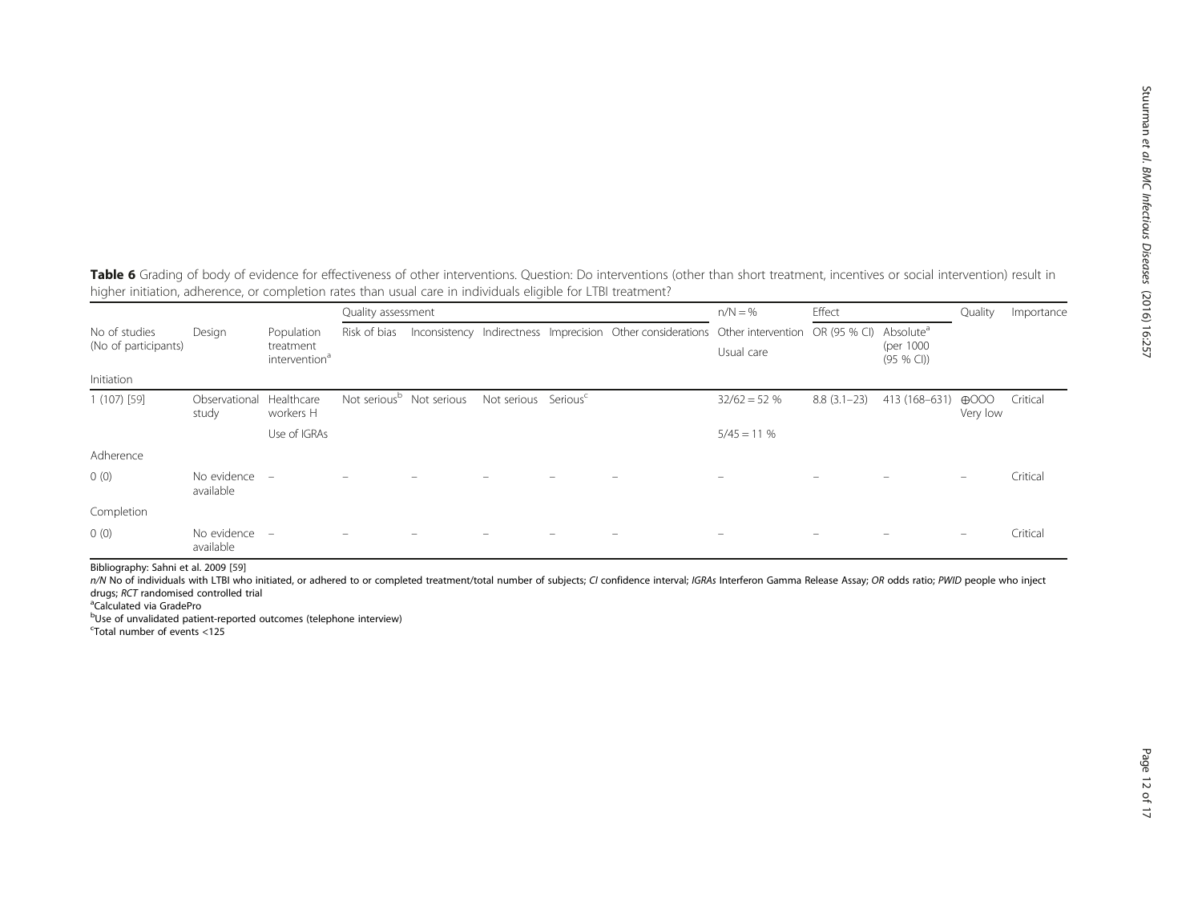**Table 6** Grading of body of evidence for effectiveness of other interventions. Question: Do interventions (other than short treatment, incentives or social intervention) result in higher initiation, adherence, or completion rates than usual care in individuals eligible for LTBI treatment?

| No of studies (No of participants) | Design | Population treatment intervention[a] | Quality assessment | | | | | n/N = % | Effect | | Quality | Importance |
|---|---|---|---|---|---|---|---|---|---|---|---|---|
| | | | Risk of bias | Inconsistency | Indirectness | Imprecision | Other considerations | Other intervention / Usual care | OR (95 % CI) | Absolute[a] (per 1000 (95 % CI)) | | |
| Initiation | | | | | | | | | | | | |
| 1 (107) [59] | Observational study | Healthcare workers H | Not serious[b] | Not serious | Not serious | Serious[c] | | 32/62 = 52 % | 8.8 (3.1–23) | 413 (168–631) | ⊕OOO Very low | Critical |
| | | Use of IGRAs | | | | | | 5/45 = 11 % | | | | |
| Adherence | | | | | | | | | | | | |
| 0 (0) | No evidence available | – | – | – | – | – | – | – | – | – | – | Critical |
| Completion | | | | | | | | | | | | |
| 0 (0) | No evidence available | – | – | – | – | – | – | – | – | – | – | Critical |

Bibliography: Sahni et al. 2009 [59]

*n/N* No of individuals with LTBI who initiated, or adhered to or completed treatment/total number of subjects; *CI* confidence interval; *IGRAs* Interferon Gamma Release Assay; *OR* odds ratio; *PWID* people who inject drugs; *RCT* randomised controlled trial

[a]Calculated via GradePro

[b]Use of unvalidated patient-reported outcomes (telephone interview)

[c]Total number of events <125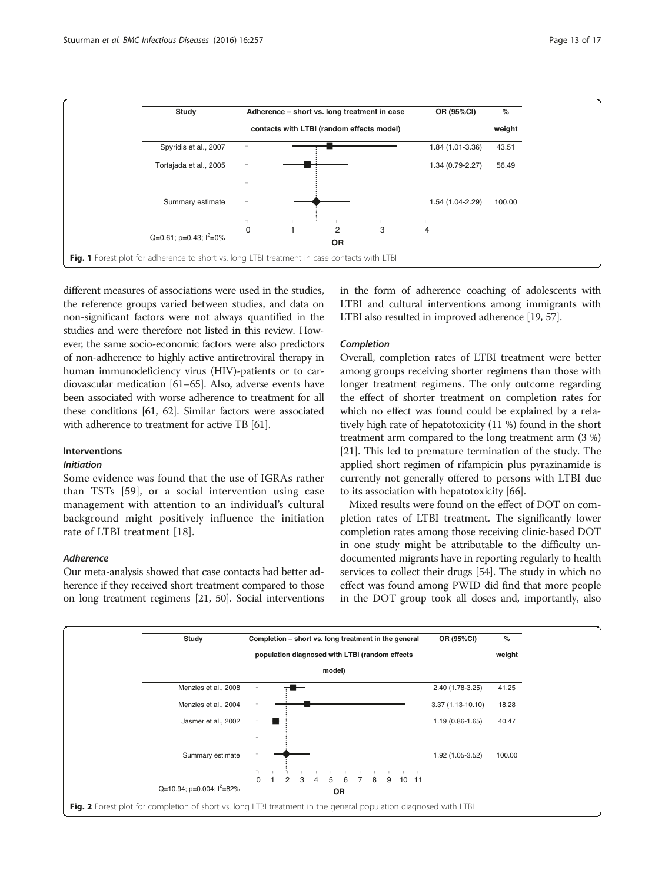| Study | Adherence – short vs. long treatment in case contacts with LTBI (random effects model) | OR (95%CI) | % weight |
|---|---|---|---|
| Spyridis et al., 2007 | | 1.84 (1.01-3.36) | 43.51 |
| Tortajada et al., 2005 | | 1.34 (0.79-2.27) | 56.49 |
| Summary estimate | | 1.54 (1.04-2.29) | 100.00 |

Q=0.61; p=0.43; $I^2$=0%

Fig. 1 Forest plot for adherence to short vs. long LTBI treatment in case contacts with LTBI

different measures of associations were used in the studies, the reference groups varied between studies, and data on non-significant factors were not always quantified in the studies and were therefore not listed in this review. However, the same socio-economic factors were also predictors of non-adherence to highly active antiretroviral therapy in human immunodeficiency virus (HIV)-patients or to cardiovascular medication [61–65]. Also, adverse events have been associated with worse adherence to treatment for all these conditions [61, 62]. Similar factors were associated with adherence to treatment for active TB [61].

### Interventions

#### *Initiation*

Some evidence was found that the use of IGRAs rather than TSTs [59], or a social intervention using case management with attention to an individual's cultural background might positively influence the initiation rate of LTBI treatment [18].

#### *Adherence*

Our meta-analysis showed that case contacts had better adherence if they received short treatment compared to those on long treatment regimens [21, 50]. Social interventions in the form of adherence coaching of adolescents with LTBI and cultural interventions among immigrants with LTBI also resulted in improved adherence [19, 57].

#### *Completion*

Overall, completion rates of LTBI treatment were better among groups receiving shorter regimens than those with longer treatment regimens. The only outcome regarding the effect of shorter treatment on completion rates for which no effect was found could be explained by a relatively high rate of hepatotoxicity (11 %) found in the short treatment arm compared to the long treatment arm (3 %) [21]. This led to premature termination of the study. The applied short regimen of rifampicin plus pyrazinamide is currently not generally offered to persons with LTBI due to its association with hepatotoxicity [66].

Mixed results were found on the effect of DOT on completion rates of LTBI treatment. The significantly lower completion rates among those receiving clinic-based DOT in one study might be attributable to the difficulty undocumented migrants have in reporting regularly to health services to collect their drugs [54]. The study in which no effect was found among PWID did find that more people in the DOT group took all doses and, importantly, also

| Study | Completion – short vs. long treatment in the general population diagnosed with LTBI (random effects model) | OR (95%CI) | % weight |
|---|---|---|---|
| Menzies et al., 2008 | | 2.40 (1.78-3.25) | 41.25 |
| Menzies et al., 2004 | | 3.37 (1.13-10.10) | 18.28 |
| Jasmer et al., 2002 | | 1.19 (0.86-1.65) | 40.47 |
| Summary estimate | | 1.92 (1.05-3.52) | 100.00 |

Q=10.94; p=0.004; $I^2$=82%

Fig. 2 Forest plot for completion of short vs. long LTBI treatment in the general population diagnosed with LTBI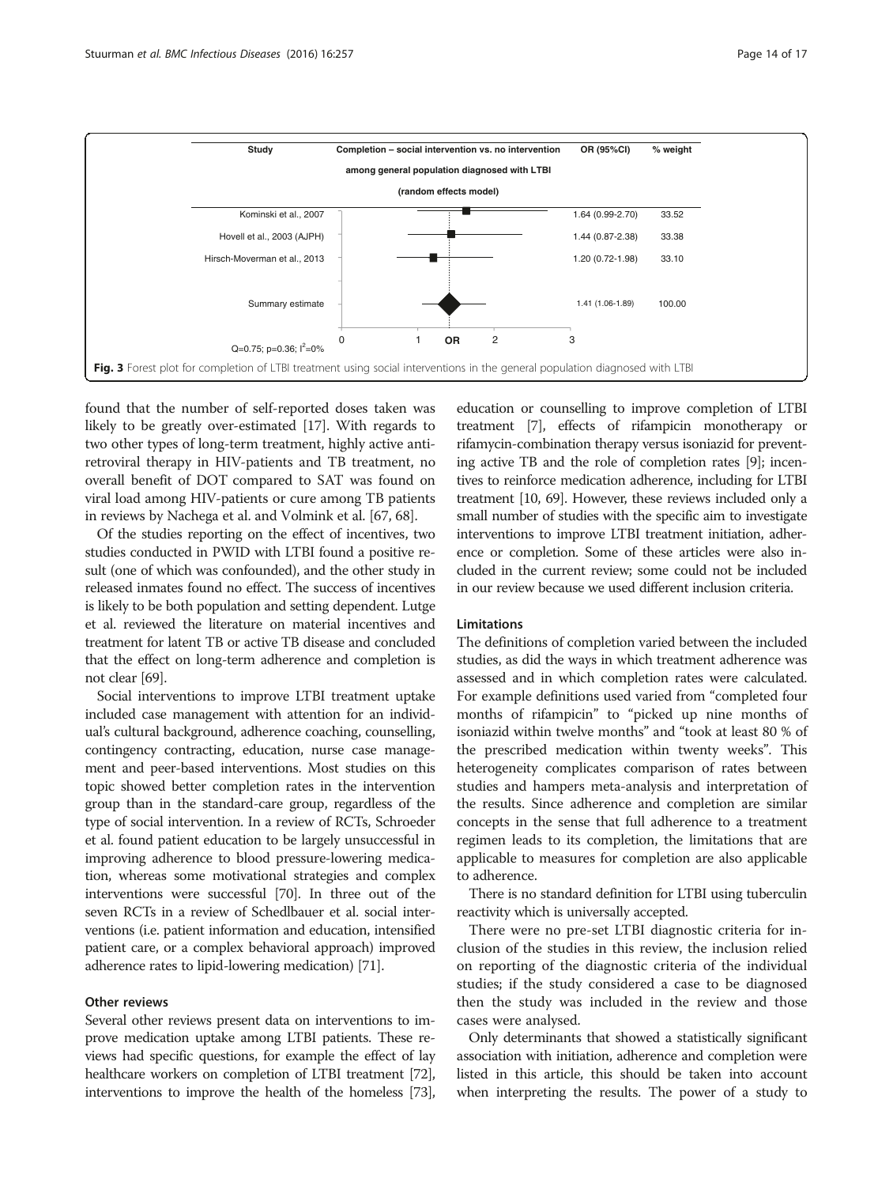| Study | Completion – social intervention vs. no intervention among general population diagnosed with LTBI (random effects model) | OR (95%CI) | % weight |
|---|---|---|---|
| Kominski et al., 2007 | | 1.64 (0.99-2.70) | 33.52 |
| Hovell et al., 2003 (AJPH) | | 1.44 (0.87-2.38) | 33.38 |
| Hirsch-Moverman et al., 2013 | | 1.20 (0.72-1.98) | 33.10 |
| Summary estimate | | 1.41 (1.06-1.89) | 100.00 |

Q=0.75; p=0.36; $I^2$=0%

**Fig. 3** Forest plot for completion of LTBI treatment using social interventions in the general population diagnosed with LTBI

found that the number of self-reported doses taken was likely to be greatly over-estimated [17]. With regards to two other types of long-term treatment, highly active antiretroviral therapy in HIV-patients and TB treatment, no overall benefit of DOT compared to SAT was found on viral load among HIV-patients or cure among TB patients in reviews by Nachega et al. and Volmink et al. [67, 68].

Of the studies reporting on the effect of incentives, two studies conducted in PWID with LTBI found a positive result (one of which was confounded), and the other study in released inmates found no effect. The success of incentives is likely to be both population and setting dependent. Lutge et al. reviewed the literature on material incentives and treatment for latent TB or active TB disease and concluded that the effect on long-term adherence and completion is not clear [69].

Social interventions to improve LTBI treatment uptake included case management with attention for an individual's cultural background, adherence coaching, counselling, contingency contracting, education, nurse case management and peer-based interventions. Most studies on this topic showed better completion rates in the intervention group than in the standard-care group, regardless of the type of social intervention. In a review of RCTs, Schroeder et al. found patient education to be largely unsuccessful in improving adherence to blood pressure-lowering medication, whereas some motivational strategies and complex interventions were successful [70]. In three out of the seven RCTs in a review of Schedlbauer et al. social interventions (i.e. patient information and education, intensified patient care, or a complex behavioral approach) improved adherence rates to lipid-lowering medication) [71].

### Other reviews

Several other reviews present data on interventions to improve medication uptake among LTBI patients. These reviews had specific questions, for example the effect of lay healthcare workers on completion of LTBI treatment [72], interventions to improve the health of the homeless [73], education or counselling to improve completion of LTBI treatment [7], effects of rifampicin monotherapy or rifamycin-combination therapy versus isoniazid for preventing active TB and the role of completion rates [9]; incentives to reinforce medication adherence, including for LTBI treatment [10, 69]. However, these reviews included only a small number of studies with the specific aim to investigate interventions to improve LTBI treatment initiation, adherence or completion. Some of these articles were also included in the current review; some could not be included in our review because we used different inclusion criteria.

### Limitations

The definitions of completion varied between the included studies, as did the ways in which treatment adherence was assessed and in which completion rates were calculated. For example definitions used varied from "completed four months of rifampicin" to "picked up nine months of isoniazid within twelve months" and "took at least 80 % of the prescribed medication within twenty weeks". This heterogeneity complicates comparison of rates between studies and hampers meta-analysis and interpretation of the results. Since adherence and completion are similar concepts in the sense that full adherence to a treatment regimen leads to its completion, the limitations that are applicable to measures for completion are also applicable to adherence.

There is no standard definition for LTBI using tuberculin reactivity which is universally accepted.

There were no pre-set LTBI diagnostic criteria for inclusion of the studies in this review, the inclusion relied on reporting of the diagnostic criteria of the individual studies; if the study considered a case to be diagnosed then the study was included in the review and those cases were analysed.

Only determinants that showed a statistically significant association with initiation, adherence and completion were listed in this article, this should be taken into account when interpreting the results. The power of a study to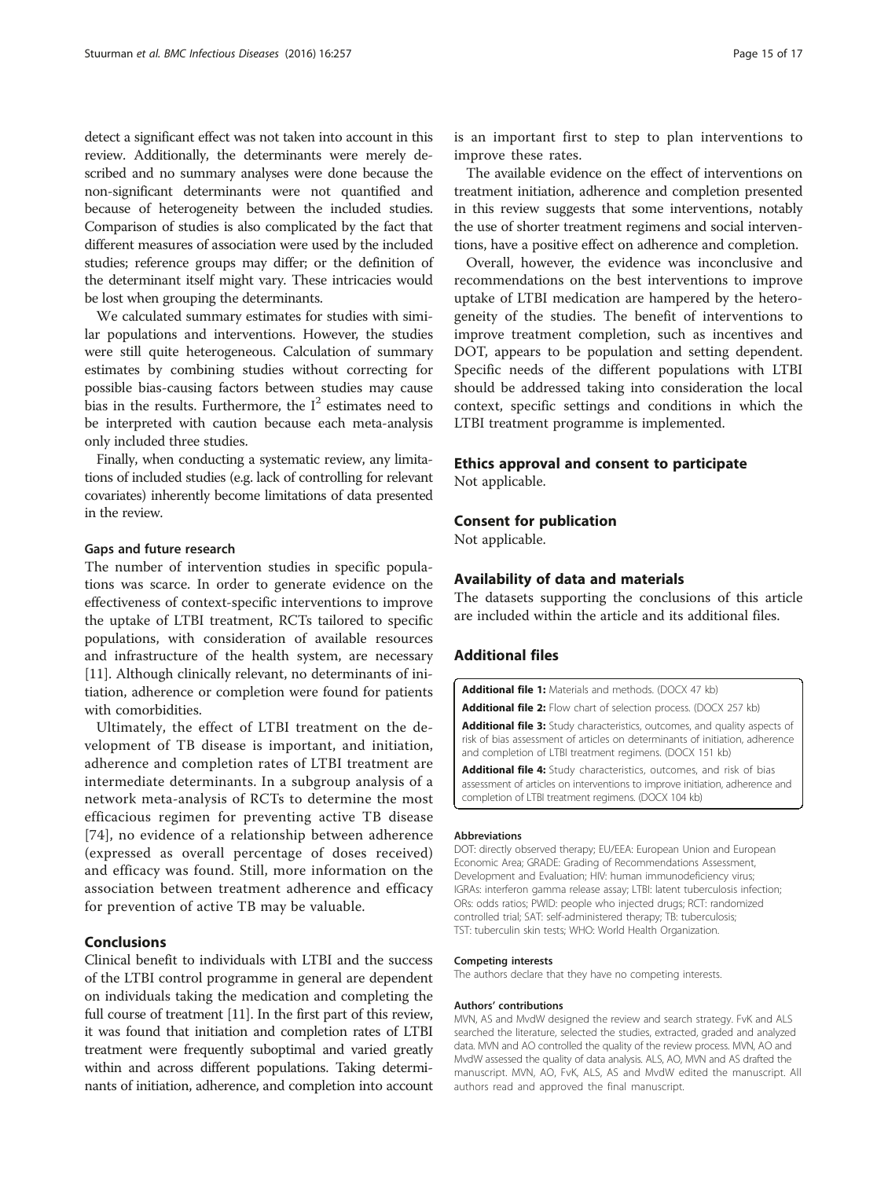detect a significant effect was not taken into account in this review. Additionally, the determinants were merely described and no summary analyses were done because the non-significant determinants were not quantified and because of heterogeneity between the included studies. Comparison of studies is also complicated by the fact that different measures of association were used by the included studies; reference groups may differ; or the definition of the determinant itself might vary. These intricacies would be lost when grouping the determinants.

We calculated summary estimates for studies with similar populations and interventions. However, the studies were still quite heterogeneous. Calculation of summary estimates by combining studies without correcting for possible bias-causing factors between studies may cause bias in the results. Furthermore, the $I^2$ estimates need to be interpreted with caution because each meta-analysis only included three studies.

Finally, when conducting a systematic review, any limitations of included studies (e.g. lack of controlling for relevant covariates) inherently become limitations of data presented in the review.

#### Gaps and future research

The number of intervention studies in specific populations was scarce. In order to generate evidence on the effectiveness of context-specific interventions to improve the uptake of LTBI treatment, RCTs tailored to specific populations, with consideration of available resources and infrastructure of the health system, are necessary [11]. Although clinically relevant, no determinants of initiation, adherence or completion were found for patients with comorbidities.

Ultimately, the effect of LTBI treatment on the development of TB disease is important, and initiation, adherence and completion rates of LTBI treatment are intermediate determinants. In a subgroup analysis of a network meta-analysis of RCTs to determine the most efficacious regimen for preventing active TB disease [74], no evidence of a relationship between adherence (expressed as overall percentage of doses received) and efficacy was found. Still, more information on the association between treatment adherence and efficacy for prevention of active TB may be valuable.

## Conclusions

Clinical benefit to individuals with LTBI and the success of the LTBI control programme in general are dependent on individuals taking the medication and completing the full course of treatment [11]. In the first part of this review, it was found that initiation and completion rates of LTBI treatment were frequently suboptimal and varied greatly within and across different populations. Taking determinants of initiation, adherence, and completion into account is an important first to step to plan interventions to improve these rates.

The available evidence on the effect of interventions on treatment initiation, adherence and completion presented in this review suggests that some interventions, notably the use of shorter treatment regimens and social interventions, have a positive effect on adherence and completion.

Overall, however, the evidence was inconclusive and recommendations on the best interventions to improve uptake of LTBI medication are hampered by the heterogeneity of the studies. The benefit of interventions to improve treatment completion, such as incentives and DOT, appears to be population and setting dependent. Specific needs of the different populations with LTBI should be addressed taking into consideration the local context, specific settings and conditions in which the LTBI treatment programme is implemented.

## Ethics approval and consent to participate

Not applicable.

## Consent for publication

Not applicable.

## Availability of data and materials

The datasets supporting the conclusions of this article are included within the article and its additional files.

## Additional files

**Additional file 1:** Materials and methods. (DOCX 47 kb)

**Additional file 2:** Flow chart of selection process. (DOCX 257 kb)

**Additional file 3:** Study characteristics, outcomes, and quality aspects of risk of bias assessment of articles on determinants of initiation, adherence and completion of LTBI treatment regimens. (DOCX 151 kb)

**Additional file 4:** Study characteristics, outcomes, and risk of bias assessment of articles on interventions to improve initiation, adherence and completion of LTBI treatment regimens. (DOCX 104 kb)

#### Abbreviations

DOT: directly observed therapy; EU/EEA: European Union and European Economic Area; GRADE: Grading of Recommendations Assessment, Development and Evaluation; HIV: human immunodeficiency virus; IGRAs: interferon gamma release assay; LTBI: latent tuberculosis infection; ORs: odds ratios; PWID: people who injected drugs; RCT: randomized controlled trial; SAT: self-administered therapy; TB: tuberculosis; TST: tuberculin skin tests; WHO: World Health Organization.

#### Competing interests

The authors declare that they have no competing interests.

#### Authors' contributions

MVN, AS and MvdW designed the review and search strategy. FvK and ALS searched the literature, selected the studies, extracted, graded and analyzed data. MVN and AO controlled the quality of the review process. MVN, AO and MvdW assessed the quality of data analysis. ALS, AO, MVN and AS drafted the manuscript. MVN, AO, FvK, ALS, AS and MvdW edited the manuscript. All authors read and approved the final manuscript.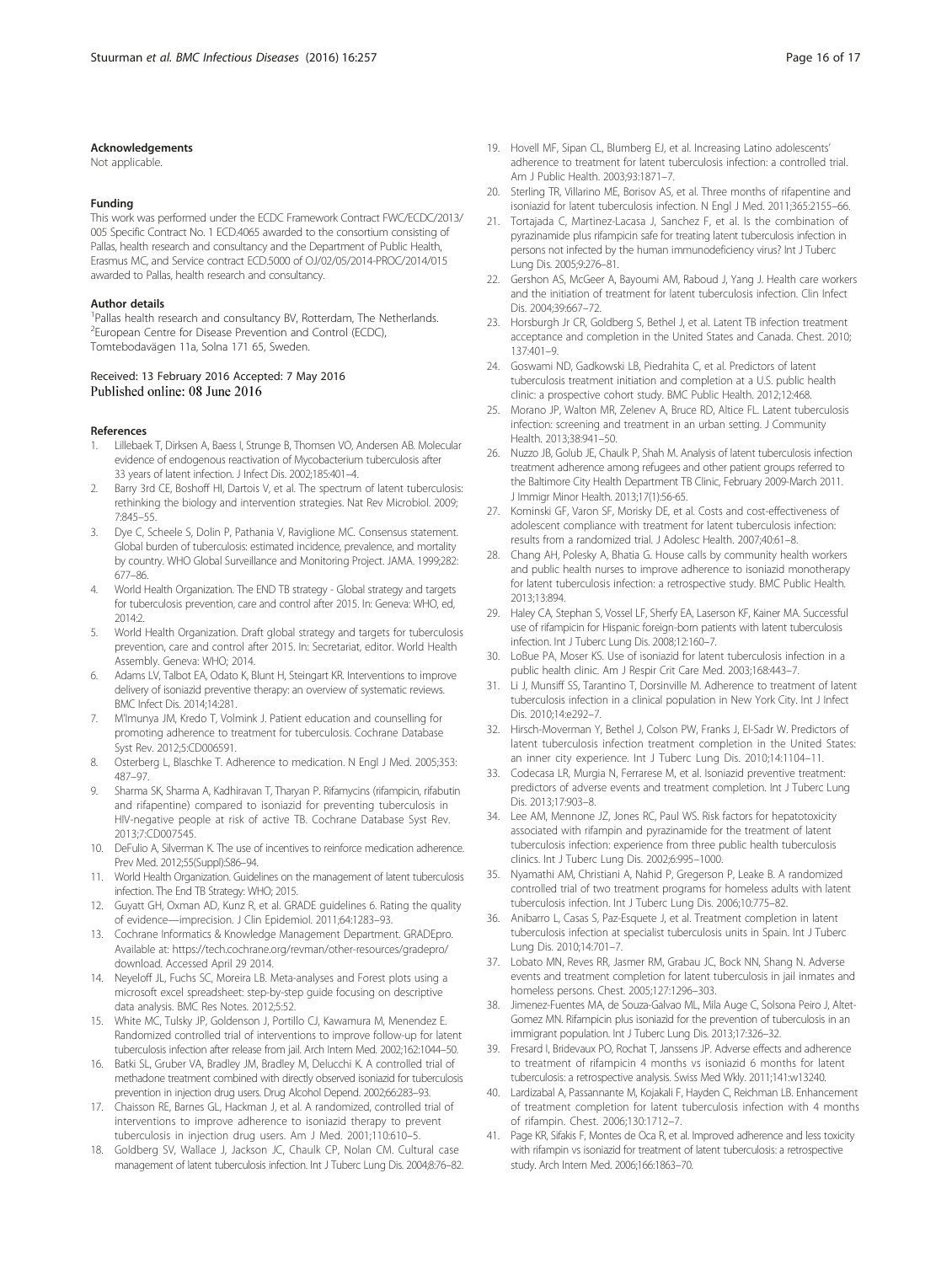#### Acknowledgements

Not applicable.

#### Funding

This work was performed under the ECDC Framework Contract FWC/ECDC/2013/005 Specific Contract No. 1 ECD.4065 awarded to the consortium consisting of Pallas, health research and consultancy and the Department of Public Health, Erasmus MC, and Service contract ECD.5000 of OJ/02/05/2014-PROC/2014/015 awarded to Pallas, health research and consultancy.

#### Author details

[1]Pallas health research and consultancy BV, Rotterdam, The Netherlands. [2]European Centre for Disease Prevention and Control (ECDC), Tomtebodavägen 11a, Solna 171 65, Sweden.

Received: 13 February 2016 Accepted: 7 May 2016
Published online: 08 June 2016

#### References

1. Lillebaek T, Dirksen A, Baess I, Strunge B, Thomsen VO, Andersen AB. Molecular evidence of endogenous reactivation of Mycobacterium tuberculosis after 33 years of latent infection. J Infect Dis. 2002;185:401–4.
2. Barry 3rd CE, Boshoff HI, Dartois V, et al. The spectrum of latent tuberculosis: rethinking the biology and intervention strategies. Nat Rev Microbiol. 2009; 7:845–55.
3. Dye C, Scheele S, Dolin P, Pathania V, Raviglione MC. Consensus statement. Global burden of tuberculosis: estimated incidence, prevalence, and mortality by country. WHO Global Surveillance and Monitoring Project. JAMA. 1999;282: 677–86.
4. World Health Organization. The END TB strategy - Global strategy and targets for tuberculosis prevention, care and control after 2015. In: Geneva: WHO, ed, 2014:2.
5. World Health Organization. Draft global strategy and targets for tuberculosis prevention, care and control after 2015. In: Secretariat, editor. World Health Assembly. Geneva: WHO; 2014.
6. Adams LV, Talbot EA, Odato K, Blunt H, Steingart KR. Interventions to improve delivery of isoniazid preventive therapy: an overview of systematic reviews. BMC Infect Dis. 2014;14:281.
7. M'Imunya JM, Kredo T, Volmink J. Patient education and counselling for promoting adherence to treatment for tuberculosis. Cochrane Database Syst Rev. 2012;5:CD006591.
8. Osterberg L, Blaschke T. Adherence to medication. N Engl J Med. 2005;353: 487–97.
9. Sharma SK, Sharma A, Kadhiravan T, Tharyan P. Rifamycins (rifampicin, rifabutin and rifapentine) compared to isoniazid for preventing tuberculosis in HIV-negative people at risk of active TB. Cochrane Database Syst Rev. 2013;7:CD007545.
10. DeFulio A, Silverman K. The use of incentives to reinforce medication adherence. Prev Med. 2012;55(Suppl):S86–94.
11. World Health Organization. Guidelines on the management of latent tuberculosis infection. The End TB Strategy: WHO; 2015.
12. Guyatt GH, Oxman AD, Kunz R, et al. GRADE guidelines 6. Rating the quality of evidence—imprecision. J Clin Epidemiol. 2011;64:1283–93.
13. Cochrane Informatics & Knowledge Management Department. GRADEpro. Available at: https://tech.cochrane.org/revman/other-resources/gradepro/download. Accessed April 29 2014.
14. Neyeloff JL, Fuchs SC, Moreira LB. Meta-analyses and Forest plots using a microsoft excel spreadsheet: step-by-step guide focusing on descriptive data analysis. BMC Res Notes. 2012;5:52.
15. White MC, Tulsky JP, Goldenson J, Portillo CJ, Kawamura M, Menendez E. Randomized controlled trial of interventions to improve follow-up for latent tuberculosis infection after release from jail. Arch Intern Med. 2002;162:1044–50.
16. Batki SL, Gruber VA, Bradley JM, Bradley M, Delucchi K. A controlled trial of methadone treatment combined with directly observed isoniazid for tuberculosis prevention in injection drug users. Drug Alcohol Depend. 2002;66:283–93.
17. Chaisson RE, Barnes GL, Hackman J, et al. A randomized, controlled trial of interventions to improve adherence to isoniazid therapy to prevent tuberculosis in injection drug users. Am J Med. 2001;110:610–5.
18. Goldberg SV, Wallace J, Jackson JC, Chaulk CP, Nolan CM. Cultural case management of latent tuberculosis infection. Int J Tuberc Lung Dis. 2004;8:76–82.
19. Hovell MF, Sipan CL, Blumberg EJ, et al. Increasing Latino adolescents' adherence to treatment for latent tuberculosis infection: a controlled trial. Am J Public Health. 2003;93:1871–7.
20. Sterling TR, Villarino ME, Borisov AS, et al. Three months of rifapentine and isoniazid for latent tuberculosis infection. N Engl J Med. 2011;365:2155–66.
21. Tortajada C, Martinez-Lacasa J, Sanchez F, et al. Is the combination of pyrazinamide plus rifampicin safe for treating latent tuberculosis infection in persons not infected by the human immunodeficiency virus? Int J Tuberc Lung Dis. 2005;9:276–81.
22. Gershon AS, McGeer A, Bayoumi AM, Raboud J, Yang J. Health care workers and the initiation of treatment for latent tuberculosis infection. Clin Infect Dis. 2004;39:667–72.
23. Horsburgh Jr CR, Goldberg S, Bethel J, et al. Latent TB infection treatment acceptance and completion in the United States and Canada. Chest. 2010; 137:401–9.
24. Goswami ND, Gadkowski LB, Piedrahita C, et al. Predictors of latent tuberculosis treatment initiation and completion at a U.S. public health clinic: a prospective cohort study. BMC Public Health. 2012;12:468.
25. Morano JP, Walton MR, Zelenev A, Bruce RD, Altice FL. Latent tuberculosis infection: screening and treatment in an urban setting. J Community Health. 2013;38:941–50.
26. Nuzzo JB, Golub JE, Chaulk P, Shah M. Analysis of latent tuberculosis infection treatment adherence among refugees and other patient groups referred to the Baltimore City Health Department TB Clinic, February 2009-March 2011. J Immigr Minor Health. 2013;17(1):56-65.
27. Kominski GF, Varon SF, Morisky DE, et al. Costs and cost-effectiveness of adolescent compliance with treatment for latent tuberculosis infection: results from a randomized trial. J Adolesc Health. 2007;40:61–8.
28. Chang AH, Polesky A, Bhatia G. House calls by community health workers and public health nurses to improve adherence to isoniazid monotherapy for latent tuberculosis infection: a retrospective study. BMC Public Health. 2013;13:894.
29. Haley CA, Stephan S, Vossel LF, Sherfy EA, Laserson KF, Kainer MA. Successful use of rifampicin for Hispanic foreign-born patients with latent tuberculosis infection. Int J Tuberc Lung Dis. 2008;12:160–7.
30. LoBue PA, Moser KS. Use of isoniazid for latent tuberculosis infection in a public health clinic. Am J Respir Crit Care Med. 2003;168:443–7.
31. Li J, Munsiff SS, Tarantino T, Dorsinville M. Adherence to treatment of latent tuberculosis infection in a clinical population in New York City. Int J Infect Dis. 2010;14:e292–7.
32. Hirsch-Moverman Y, Bethel J, Colson PW, Franks J, El-Sadr W. Predictors of latent tuberculosis infection treatment completion in the United States: an inner city experience. Int J Tuberc Lung Dis. 2010;14:1104–11.
33. Codecasa LR, Murgia N, Ferrarese M, et al. Isoniazid preventive treatment: predictors of adverse events and treatment completion. Int J Tuberc Lung Dis. 2013;17:903–8.
34. Lee AM, Mennone JZ, Jones RC, Paul WS. Risk factors for hepatotoxicity associated with rifampin and pyrazinamide for the treatment of latent tuberculosis infection: experience from three public health tuberculosis clinics. Int J Tuberc Lung Dis. 2002;6:995–1000.
35. Nyamathi AM, Christiani A, Nahid P, Gregerson P, Leake B. A randomized controlled trial of two treatment programs for homeless adults with latent tuberculosis infection. Int J Tuberc Lung Dis. 2006;10:775–82.
36. Anibarro L, Casas S, Paz-Esquete J, et al. Treatment completion in latent tuberculosis infection at specialist tuberculosis units in Spain. Int J Tuberc Lung Dis. 2010;14:701–7.
37. Lobato MN, Reves RR, Jasmer RM, Grabau JC, Bock NN, Shang N. Adverse events and treatment completion for latent tuberculosis in jail inmates and homeless persons. Chest. 2005;127:1296–303.
38. Jimenez-Fuentes MA, de Souza-Galvao ML, Mila Auge C, Solsona Peiro J, Altet-Gomez MN. Rifampicin plus isoniazid for the prevention of tuberculosis in an immigrant population. Int J Tuberc Lung Dis. 2013;17:326–32.
39. Fresard I, Bridevaux PO, Rochat T, Janssens JP. Adverse effects and adherence to treatment of rifampicin 4 months vs isoniazid 6 months for latent tuberculosis: a retrospective analysis. Swiss Med Wkly. 2011;141:w13240.
40. Lardizabal A, Passannante M, Kojakali F, Hayden C, Reichman LB. Enhancement of treatment completion for latent tuberculosis infection with 4 months of rifampin. Chest. 2006;130:1712–7.
41. Page KR, Sifakis F, Montes de Oca R, et al. Improved adherence and less toxicity with rifampin vs isoniazid for treatment of latent tuberculosis: a retrospective study. Arch Intern Med. 2006;166:1863–70.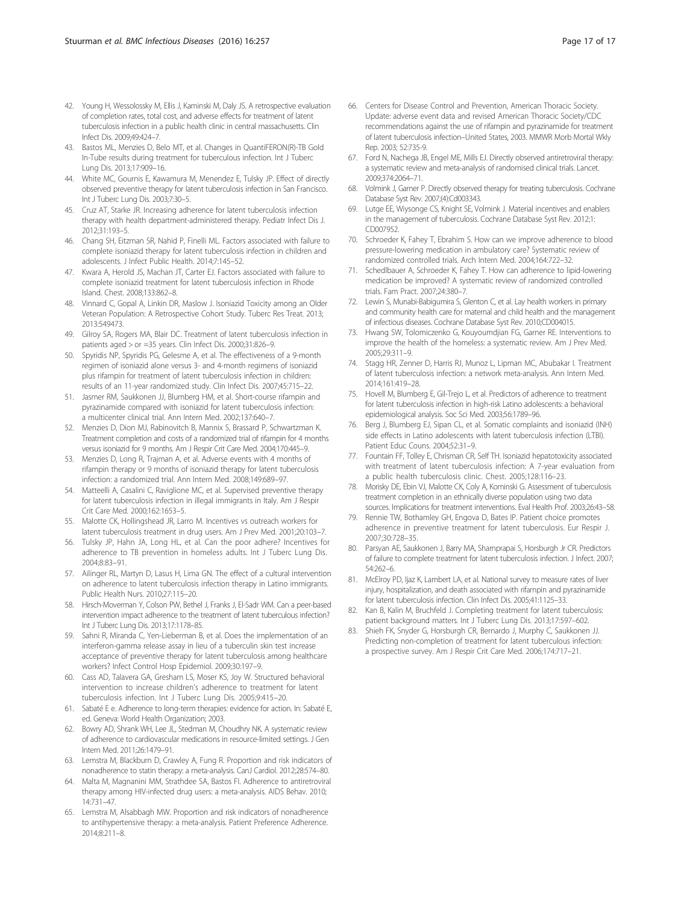42. Young H, Wessolossky M, Ellis J, Kaminski M, Daly JS. A retrospective evaluation of completion rates, total cost, and adverse effects for treatment of latent tuberculosis infection in a public health clinic in central massachusetts. Clin Infect Dis. 2009;49:424–7.
43. Bastos ML, Menzies D, Belo MT, et al. Changes in QuantiFERON(R)-TB Gold In-Tube results during treatment for tuberculous infection. Int J Tuberc Lung Dis. 2013;17:909–16.
44. White MC, Gournis E, Kawamura M, Menendez E, Tulsky JP. Effect of directly observed preventive therapy for latent tuberculosis infection in San Francisco. Int J Tuberc Lung Dis. 2003;7:30–5.
45. Cruz AT, Starke JR. Increasing adherence for latent tuberculosis infection therapy with health department-administered therapy. Pediatr Infect Dis J. 2012;31:193–5.
46. Chang SH, Eitzman SR, Nahid P, Finelli ML. Factors associated with failure to complete isoniazid therapy for latent tuberculosis infection in children and adolescents. J Infect Public Health. 2014;7:145–52.
47. Kwara A, Herold JS, Machan JT, Carter EJ. Factors associated with failure to complete isoniazid treatment for latent tuberculosis infection in Rhode Island. Chest. 2008;133:862–8.
48. Vinnard C, Gopal A, Linkin DR, Maslow J. Isoniazid Toxicity among an Older Veteran Population: A Retrospective Cohort Study. Tuberc Res Treat. 2013; 2013:549473.
49. Gilroy SA, Rogers MA, Blair DC. Treatment of latent tuberculosis infection in patients aged > or =35 years. Clin Infect Dis. 2000;31:826–9.
50. Spyridis NP, Spyridis PG, Gelesme A, et al. The effectiveness of a 9-month regimen of isoniazid alone versus 3- and 4-month regimens of isoniazid plus rifampin for treatment of latent tuberculosis infection in children: results of an 11-year randomized study. Clin Infect Dis. 2007;45:715–22.
51. Jasmer RM, Saukkonen JJ, Blumberg HM, et al. Short-course rifampin and pyrazinamide compared with isoniazid for latent tuberculosis infection: a multicenter clinical trial. Ann Intern Med. 2002;137:640–7.
52. Menzies D, Dion MJ, Rabinovitch B, Mannix S, Brassard P, Schwartzman K. Treatment completion and costs of a randomized trial of rifampin for 4 months versus isoniazid for 9 months. Am J Respir Crit Care Med. 2004;170:445–9.
53. Menzies D, Long R, Trajman A, et al. Adverse events with 4 months of rifampin therapy or 9 months of isoniazid therapy for latent tuberculosis infection: a randomized trial. Ann Intern Med. 2008;149:689–97.
54. Matteelli A, Casalini C, Raviglione MC, et al. Supervised preventive therapy for latent tuberculosis infection in illegal immigrants in Italy. Am J Respir Crit Care Med. 2000;162:1653–5.
55. Malotte CK, Hollingshead JR, Larro M. Incentives vs outreach workers for latent tuberculosis treatment in drug users. Am J Prev Med. 2001;20:103–7.
56. Tulsky JP, Hahn JA, Long HL, et al. Can the poor adhere? Incentives for adherence to TB prevention in homeless adults. Int J Tuberc Lung Dis. 2004;8:83–91.
57. Ailinger RL, Martyn D, Lasus H, Lima GN. The effect of a cultural intervention on adherence to latent tuberculosis infection therapy in Latino immigrants. Public Health Nurs. 2010;27:115–20.
58. Hirsch-Moverman Y, Colson PW, Bethel J, Franks J, El-Sadr WM. Can a peer-based intervention impact adherence to the treatment of latent tuberculous infection? Int J Tuberc Lung Dis. 2013;17:1178–85.
59. Sahni R, Miranda C, Yen-Lieberman B, et al. Does the implementation of an interferon-gamma release assay in lieu of a tuberculin skin test increase acceptance of preventive therapy for latent tuberculosis among healthcare workers? Infect Control Hosp Epidemiol. 2009;30:197–9.
60. Cass AD, Talavera GA, Gresham LS, Moser KS, Joy W. Structured behavioral intervention to increase children's adherence to treatment for latent tuberculosis infection. Int J Tuberc Lung Dis. 2005;9:415–20.
61. Sabaté E e. Adherence to long-term therapies: evidence for action. In: Sabaté E, ed. Geneva: World Health Organization; 2003.
62. Bowry AD, Shrank WH, Lee JL, Stedman M, Choudhry NK. A systematic review of adherence to cardiovascular medications in resource-limited settings. J Gen Intern Med. 2011;26:1479–91.
63. Lemstra M, Blackburn D, Crawley A, Fung R. Proportion and risk indicators of nonadherence to statin therapy: a meta-analysis. CanJ Cardiol. 2012;28:574–80.
64. Malta M, Magnanini MM, Strathdee SA, Bastos FI. Adherence to antiretroviral therapy among HIV-infected drug users: a meta-analysis. AIDS Behav. 2010; 14:731–47.
65. Lemstra M, Alsabbagh MW. Proportion and risk indicators of nonadherence to antihypertensive therapy: a meta-analysis. Patient Preference Adherence. 2014;8:211–8.
66. Centers for Disease Control and Prevention, American Thoracic Society. Update: adverse event data and revised American Thoracic Society/CDC recommendations against the use of rifampin and pyrazinamide for treatment of latent tuberculosis infection–United States, 2003. MMWR Morb Mortal Wkly Rep. 2003; 52:735-9.
67. Ford N, Nachega JB, Engel ME, Mills EJ. Directly observed antiretroviral therapy: a systematic review and meta-analysis of randomised clinical trials. Lancet. 2009;374:2064–71.
68. Volmink J, Garner P. Directly observed therapy for treating tuberculosis. Cochrane Database Syst Rev. 2007;(4):Cd003343.
69. Lutge EE, Wiysonge CS, Knight SE, Volmink J. Material incentives and enablers in the management of tuberculosis. Cochrane Database Syst Rev. 2012;1: CD007952.
70. Schroeder K, Fahey T, Ebrahim S. How can we improve adherence to blood pressure-lowering medication in ambulatory care? Systematic review of randomized controlled trials. Arch Intern Med. 2004;164:722–32.
71. Schedlbauer A, Schroeder K, Fahey T. How can adherence to lipid-lowering medication be improved? A systematic review of randomized controlled trials. Fam Pract. 2007;24:380–7.
72. Lewin S, Munabi-Babigumira S, Glenton C, et al. Lay health workers in primary and community health care for maternal and child health and the management of infectious diseases. Cochrane Database Syst Rev. 2010;CD004015.
73. Hwang SW, Tolomiczenko G, Kouyoumdjian FG, Garner RE. Interventions to improve the health of the homeless: a systematic review. Am J Prev Med. 2005;29:311–9.
74. Stagg HR, Zenner D, Harris RJ, Munoz L, Lipman MC, Abubakar I. Treatment of latent tuberculosis infection: a network meta-analysis. Ann Intern Med. 2014;161:419–28.
75. Hovell M, Blumberg E, Gil-Trejo L, et al. Predictors of adherence to treatment for latent tuberculosis infection in high-risk Latino adolescents: a behavioral epidemiological analysis. Soc Sci Med. 2003;56:1789–96.
76. Berg J, Blumberg EJ, Sipan CL, et al. Somatic complaints and isoniazid (INH) side effects in Latino adolescents with latent tuberculosis infection (LTBI). Patient Educ Couns. 2004;52:31–9.
77. Fountain FF, Tolley E, Chrisman CR, Self TH. Isoniazid hepatotoxicity associated with treatment of latent tuberculosis infection: A 7-year evaluation from a public health tuberculosis clinic. Chest. 2005;128:116–23.
78. Morisky DE, Ebin VJ, Malotte CK, Coly A, Kominski G. Assessment of tuberculosis treatment completion in an ethnically diverse population using two data sources. Implications for treatment interventions. Eval Health Prof. 2003;26:43–58.
79. Rennie TW, Bothamley GH, Engova D, Bates IP. Patient choice promotes adherence in preventive treatment for latent tuberculosis. Eur Respir J. 2007;30:728–35.
80. Parsyan AE, Saukkonen J, Barry MA, Sharnprapai S, Horsburgh Jr CR. Predictors of failure to complete treatment for latent tuberculosis infection. J Infect. 2007; 54:262–6.
81. McElroy PD, Ijaz K, Lambert LA, et al. National survey to measure rates of liver injury, hospitalization, and death associated with rifampin and pyrazinamide for latent tuberculosis infection. Clin Infect Dis. 2005;41:1125–33.
82. Kan B, Kalin M, Bruchfeld J. Completing treatment for latent tuberculosis: patient background matters. Int J Tuberc Lung Dis. 2013;17:597–602.
83. Shieh FK, Snyder G, Horsburgh CR, Bernardo J, Murphy C, Saukkonen JJ. Predicting non-completion of treatment for latent tuberculous infection: a prospective survey. Am J Respir Crit Care Med. 2006;174:717–21.